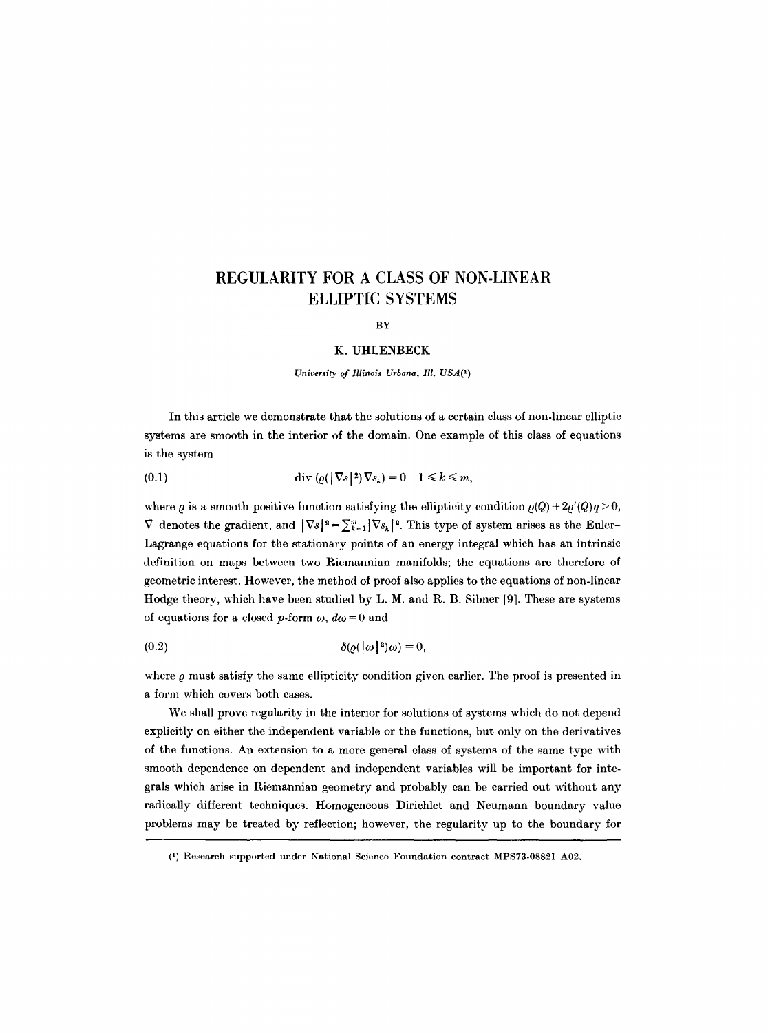# REGULARITY FOR A CLASS OF NON-LINEAR ELLIPTIC SYSTEMS

BY

## K. UHLENBECK

*University of Illinois Urbana, Ill. USA*[1]

In this article we demonstrate that the solutions of a certain class of non-linear elliptic systems are smooth in the interior of the domain. One example of this class of equations is the system

$$\operatorname{div}\left(\varrho(|\nabla s|^2)\nabla s_k\right) = 0 \quad 1 \leqslant k \leqslant m, \tag{0.1}$$

where $\varrho$ is a smooth positive function satisfying the ellipticity condition $\varrho(Q) + 2\varrho'(Q)q > 0$, $\nabla$ denotes the gradient, and $|\nabla s|^2 = \sum_{k=1}^{m} |\nabla s_k|^2$. This type of system arises as the Euler-Lagrange equations for the stationary points of an energy integral which has an intrinsic definition on maps between two Riemannian manifolds; the equations are therefore of geometric interest. However, the method of proof also applies to the equations of non-linear Hodge theory, which have been studied by L. M. and R. B. Sibner [9]. These are systems of equations for a closed $p$-form $\omega$, $d\omega = 0$ and

$$\delta(\varrho(|\omega|^2)\omega) = 0, \tag{0.2}$$

where $\varrho$ must satisfy the same ellipticity condition given earlier. The proof is presented in a form which covers both cases.

We shall prove regularity in the interior for solutions of systems which do not depend explicitly on either the independent variable or the functions, but only on the derivatives of the functions. An extension to a more general class of systems of the same type with smooth dependence on dependent and independent variables will be important for integrals which arise in Riemannian geometry and probably can be carried out without any radically different techniques. Homogeneous Dirichlet and Neumann boundary value problems may be treated by reflection; however, the regularity up to the boundary for

---

[1] Research supported under National Science Foundation contract MPS73-08821 A02.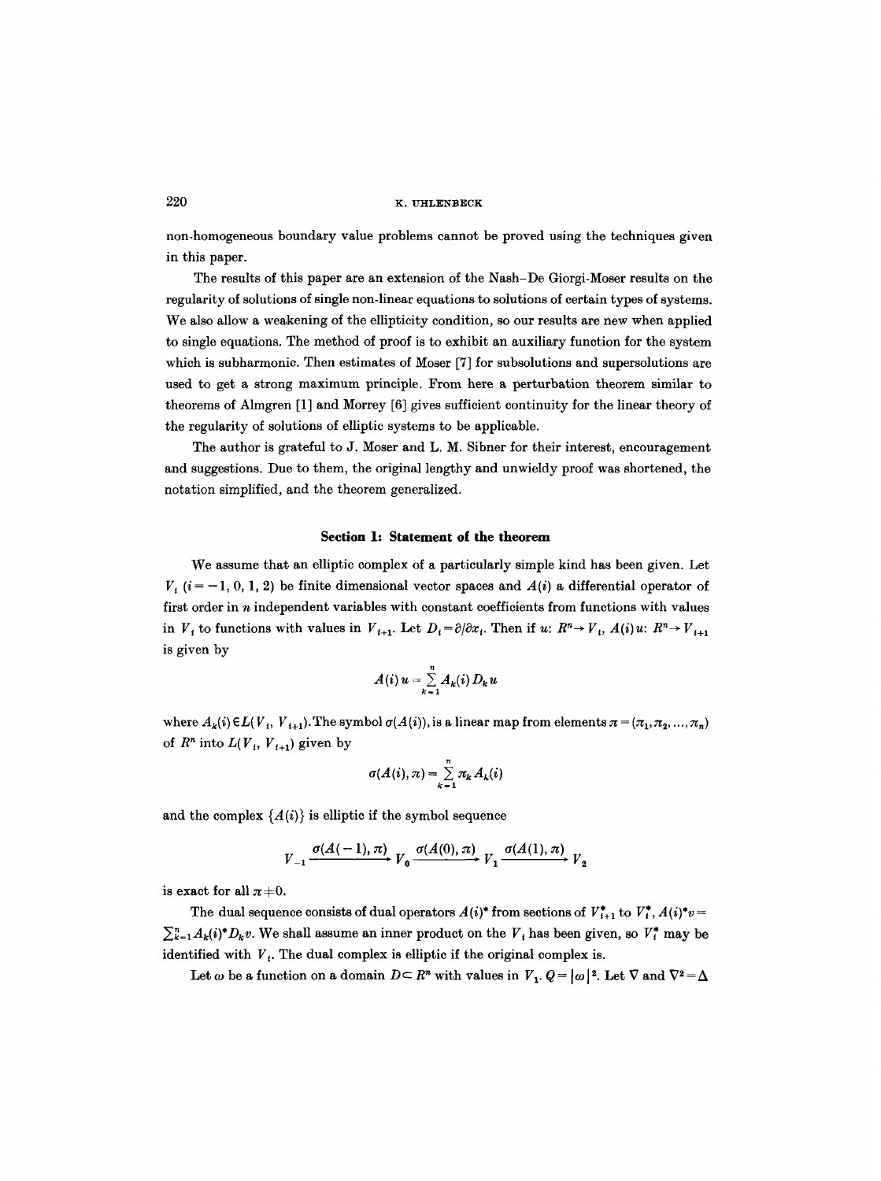non-homogeneous boundary value problems cannot be proved using the techniques given in this paper.

The results of this paper are an extension of the Nash–De Giorgi-Moser results on the regularity of solutions of single non-linear equations to solutions of certain types of systems. We also allow a weakening of the ellipticity condition, so our results are new when applied to single equations. The method of proof is to exhibit an auxiliary function for the system which is subharmonic. Then estimates of Moser [7] for subsolutions and supersolutions are used to get a strong maximum principle. From here a perturbation theorem similar to theorems of Almgren [1] and Morrey [6] gives sufficient continuity for the linear theory of the regularity of solutions of elliptic systems to be applicable.

The author is grateful to J. Moser and L. M. Sibner for their interest, encouragement and suggestions. Due to them, the original lengthy and unwieldy proof was shortened, the notation simplified, and the theorem generalized.

## Section 1: Statement of the theorem

We assume that an elliptic complex of a particularly simple kind has been given. Let $V_i$ $(i = -1, 0, 1, 2)$ be finite dimensional vector spaces and $A(i)$ a differential operator of first order in $n$ independent variables with constant coefficients from functions with values in $V_i$ to functions with values in $V_{i+1}$. Let $D_i = \partial/\partial x_i$. Then if $u\colon R^n \to V_i$, $A(i)u\colon R^n \to V_{i+1}$ is given by

$$A(i)\,u = \sum_{k=1}^{n} A_k(i)\,D_k u$$

where $A_k(i) \in L(V_i, V_{i+1})$. The symbol $\sigma(A(i))$, is a linear map from elements $\pi = (\pi_1, \pi_2, \ldots, \pi_n)$ of $R^n$ into $L(V_i, V_{i+1})$ given by

$$\sigma(A(i), \pi) = \sum_{k=1}^{n} \pi_k A_k(i)$$

and the complex $\{A(i)\}$ is elliptic if the symbol sequence

$$V_{-1} \xrightarrow{\sigma(A(-1),\,\pi)} V_0 \xrightarrow{\sigma(A(0),\,\pi)} V_1 \xrightarrow{\sigma(A(1),\,\pi)} V_2$$

is exact for all $\pi \neq 0$.

The dual sequence consists of dual operators $A(i)^*$ from sections of $V_{i+1}^*$ to $V_i^*$, $A(i)^*v = \sum_{k=1}^{n} A_k(i)^* D_k v$. We shall assume an inner product on the $V_i$ has been given, so $V_i^*$ may be identified with $V_i$. The dual complex is elliptic if the original complex is.

Let $\omega$ be a function on a domain $D \subset R^n$ with values in $V_1$. $Q = |\omega|^2$. Let $\nabla$ and $\nabla^2 = \Delta$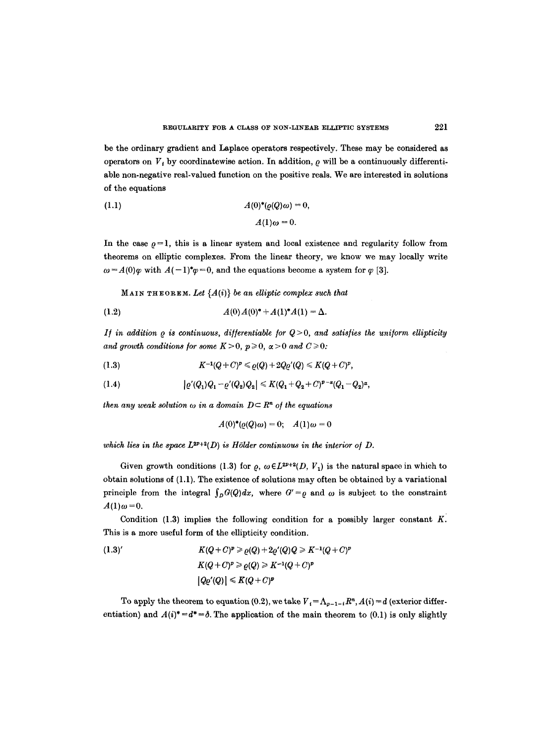be the ordinary gradient and Laplace operators respectively. These may be considered as operators on $V_i$ by coordinatewise action. In addition, $\varrho$ will be a continuously differentiable non-negative real-valued function on the positive reals. We are interested in solutions of the equations

$$A(0)^*(\varrho(Q)\omega) = 0, \tag{1.1}$$
$$A(1)\omega = 0.$$

In the case $\varrho = 1$, this is a linear system and local existence and regularity follow from theorems on elliptic complexes. From the linear theory, we know we may locally write $\omega = A(0)\varphi$ with $A(-1)^*\varphi = 0$, and the equations become a system for $\varphi$ [3].

MAIN THEOREM. *Let $\{A(i)\}$ be an elliptic complex such that*

$$A(0)A(0)^* + A(1)^*A(1) = \Delta. \tag{1.2}$$

*If in addition $\varrho$ is continuous, differentiable for $Q > 0$, and satisfies the uniform ellipticity and growth conditions for some $K > 0$, $p \geqslant 0$, $\alpha > 0$ and $C \geqslant 0$:*

$$K^{-1}(Q+C)^p \leqslant \varrho(Q) + 2Q\varrho'(Q) \leqslant K(Q+C)^p, \tag{1.3}$$

$$|\varrho'(Q_1)Q_1 - \varrho'(Q_2)Q_2| \leqslant K(Q_1+Q_2+C)^{p-\alpha}(Q_1-Q_2)^\alpha, \tag{1.4}$$

*then any weak solution $\omega$ in a domain $D \subset R^n$ of the equations*

$$A(0)^*(\varrho(Q)\omega) = 0; \quad A(1)\omega = 0$$

*which lies in the space $L^{2p+2}(D)$ is Hölder continuous in the interior of $D$.*

Given growth conditions (1.3) for $\varrho$, $\omega \in L^{2p+2}(D, V_1)$ is the natural space in which to obtain solutions of (1.1). The existence of solutions may often be obtained by a variational principle from the integral $\int_D G(Q)dx$, where $G' = \varrho$ and $\omega$ is subject to the constraint $A(1)\omega = 0$.

Condition (1.3) implies the following condition for a possibly larger constant $K$. This is a more useful form of the ellipticity condition.

$$K(Q+C)^p \geqslant \varrho(Q) + 2\varrho'(Q)Q \geqslant K^{-1}(Q+C)^p \tag{1.3'}$$
$$K(Q+C)^p \geqslant \varrho(Q) \geqslant K^{-1}(Q+C)^p$$
$$|Q\varrho'(Q)| \leqslant K(Q+C)^p$$

To apply the theorem to equation (0.2), we take $V_i = \Lambda_{p-1-i}R^n$, $A(i) = d$ (exterior differentiation) and $A(i)^* = d^* = \delta$. The application of the main theorem to (0.1) is only slightly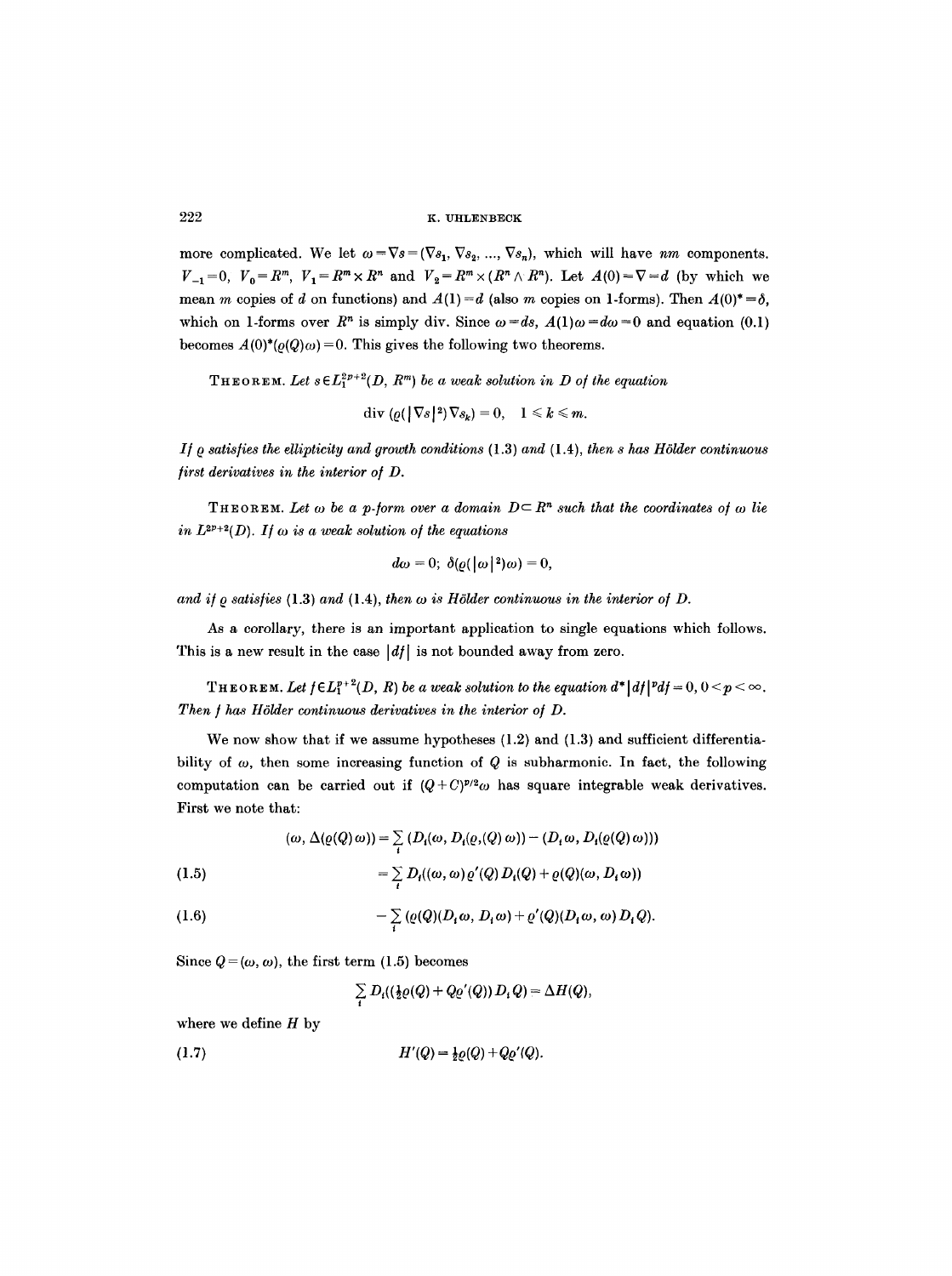more complicated. We let $\omega = \nabla s = (\nabla s_1, \nabla s_2, ..., \nabla s_n)$, which will have $nm$ components. $V_{-1} = 0$, $V_0 = R^m$, $V_1 = R^m \times R^n$ and $V_2 = R^m \times (R^n \wedge R^n)$. Let $A(0) = \nabla = d$ (by which we mean $m$ copies of $d$ on functions) and $A(1) = d$ (also $m$ copies on 1-forms). Then $A(0)^* = \delta$, which on 1-forms over $R^n$ is simply div. Since $\omega = ds$, $A(1)\omega = d\omega = 0$ and equation (0.1) becomes $A(0)^*(\varrho(Q)\omega) = 0$. This gives the following two theorems.

THEOREM. *Let $s \in L_1^{2p+2}(D, R^m)$ be a weak solution in $D$ of the equation*

$$\operatorname{div}(\varrho(|\nabla s|^2)\nabla s_k) = 0, \quad 1 \leq k \leq m.$$

*If $\varrho$ satisfies the ellipticity and growth conditions (1.3) and (1.4), then $s$ has Hölder continuous first derivatives in the interior of $D$.*

THEOREM. *Let $\omega$ be a $p$-form over a domain $D \subset R^n$ such that the coordinates of $\omega$ lie in $L^{2p+2}(D)$. If $\omega$ is a weak solution of the equations*

$$d\omega = 0; \ \delta(\varrho(|\omega|^2)\omega) = 0,$$

*and if $\varrho$ satisfies (1.3) and (1.4), then $\omega$ is Hölder continuous in the interior of $D$.*

As a corollary, there is an important application to single equations which follows. This is a new result in the case $|df|$ is not bounded away from zero.

THEOREM. *Let $f \in L_1^{p+2}(D, R)$ be a weak solution to the equation $d^*|df|^p df = 0$, $0 < p < \infty$. Then $f$ has Hölder continuous derivatives in the interior of $D$.*

We now show that if we assume hypotheses (1.2) and (1.3) and sufficient differentiability of $\omega$, then some increasing function of $Q$ is subharmonic. In fact, the following computation can be carried out if $(Q+C)^{p/2}\omega$ has square integrable weak derivatives. First we note that:

$$(\omega, \Delta(\varrho(Q)\omega)) = \sum_i (D_i(\omega, D_i(\varrho,(Q)\omega)) - (D_i\omega, D_i(\varrho(Q)\omega)))$$

$$= \sum_i D_i((\omega,\omega)\varrho'(Q)D_i(Q) + \varrho(Q)(\omega, D_i\omega)) \tag{1.5}$$

$$- \sum_i (\varrho(Q)(D_i\omega, D_i\omega) + \varrho'(Q)(D_i\omega, \omega)D_iQ). \tag{1.6}$$

Since $Q = (\omega, \omega)$, the first term (1.5) becomes

$$\sum_i D_i((\tfrac{1}{2}\varrho(Q) + Q\varrho'(Q))D_iQ) = \Delta H(Q),$$

where we define $H$ by

$$H'(Q) = \tfrac{1}{2}\varrho(Q) + Q\varrho'(Q). \tag{1.7}$$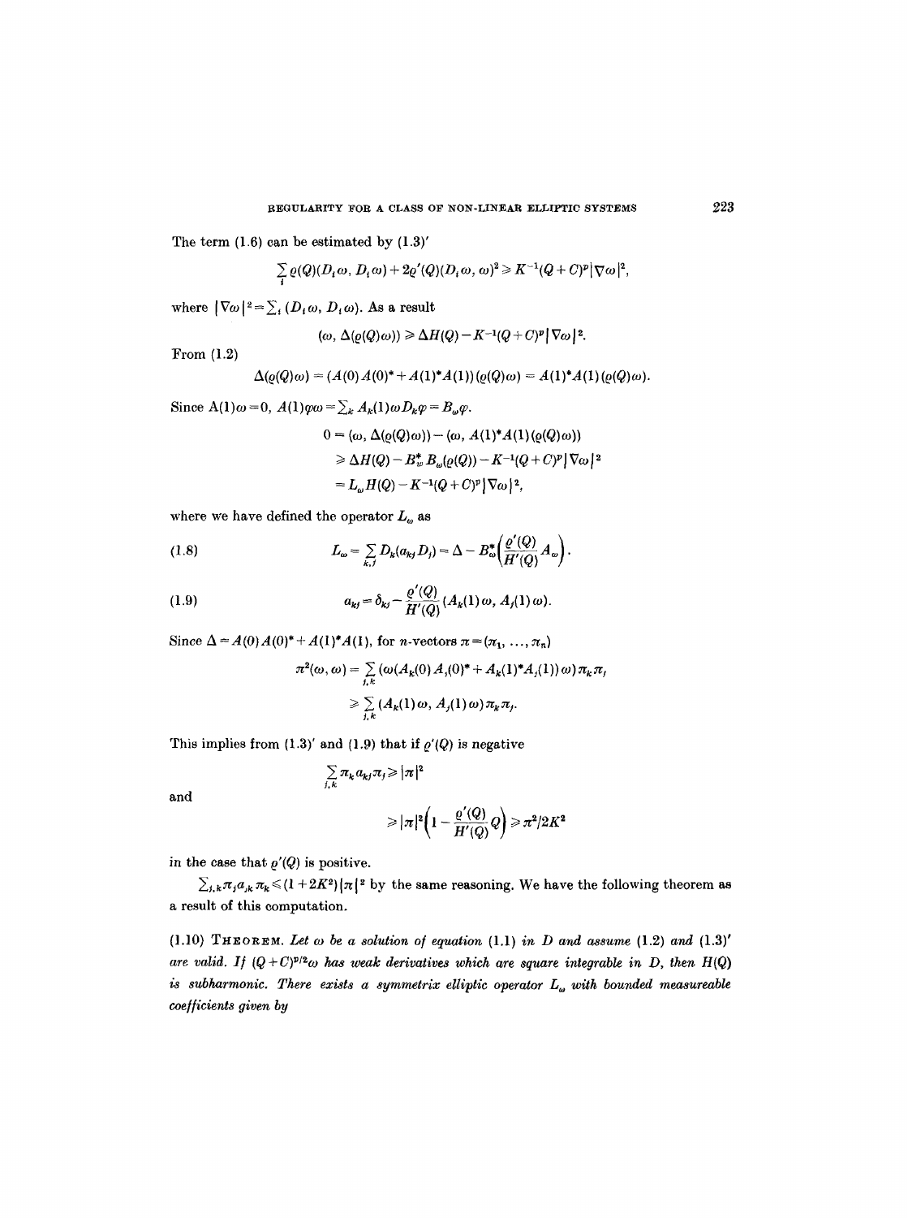The term (1.6) can be estimated by (1.3)′

$$\sum_i \varrho(Q)(D_i\omega, D_i\omega) + 2\varrho'(Q)(D_i\omega, \omega)^2 \geqslant K^{-1}(Q+C)^p|\nabla\omega|^2,$$

where $|\nabla\omega|^2 = \sum_i (D_i\omega, D_i\omega)$. As a result

$$(\omega, \Delta(\varrho(Q)\omega)) \geqslant \Delta H(Q) - K^{-1}(Q+C)^p|\nabla\omega|^2.$$

From (1.2)

$$\Delta(\varrho(Q)\omega) = (A(0)A(0)^* + A(1)^*A(1))(\varrho(Q)\omega) = A(1)^*A(1)(\varrho(Q)\omega).$$

Since $A(1)\omega = 0$, $A(1)\varphi\omega = \sum_k A_k(1)\omega D_k\varphi = B_\omega\varphi$.

$$\begin{aligned}
0 &= (\omega, \Delta(\varrho(Q)\omega)) - (\omega, A(1)^*A(1)(\varrho(Q)\omega)) \\
&\geqslant \Delta H(Q) - B_\omega^* B_\omega(\varrho(Q)) - K^{-1}(Q+C)^p|\nabla\omega|^2 \\
&= L_\omega H(Q) - K^{-1}(Q+C)^p|\nabla\omega|^2,
\end{aligned}$$

where we have defined the operator $L_\omega$ as

$$L_\omega = \sum_{k,j} D_k(a_{kj}D_j) = \Delta - B_\omega^*\left(\frac{\varrho'(Q)}{H'(Q)}A_\omega\right). \tag{1.8}$$

$$a_{kj} = \delta_{kj} - \frac{\varrho'(Q)}{H'(Q)}(A_k(1)\omega, A_j(1)\omega). \tag{1.9}$$

Since $\Delta = A(0)A(0)^* + A(1)^*A(1)$, for $n$-vectors $\pi = (\pi_1, \dots, \pi_n)$

$$\begin{aligned}
\pi^2(\omega,\omega) &= \sum_{j,k}(\omega(A_k(0)A_j(0)^* + A_k(1)^*A_j(1))\omega)\pi_k\pi_j \\
&\geqslant \sum_{j,k}(A_k(1)\omega, A_j(1)\omega)\pi_k\pi_j.
\end{aligned}$$

This implies from (1.3)′ and (1.9) that if $\varrho'(Q)$ is negative

$$\sum_{j,k}\pi_k a_{kj}\pi_j \geqslant |\pi|^2$$

and

$$\geqslant |\pi|^2\left(1 - \frac{\varrho'(Q)}{H'(Q)}Q\right) \geqslant \pi^2/2K^2$$

in the case that $\varrho'(Q)$ is positive.

$\sum_{j,k}\pi_j a_{jk}\pi_k \leqslant (1+2K^2)|\pi|^2$ by the same reasoning. We have the following theorem as a result of this computation.

(1.10) THEOREM. *Let $\omega$ be a solution of equation (1.1) in $D$ and assume (1.2) and (1.3)′ are valid. If $(Q+C)^{p/2}\omega$ has weak derivatives which are square integrable in $D$, then $H(Q)$ is subharmonic. There exists a symmetrix elliptic operator $L_\omega$ with bounded measureable coefficients given by*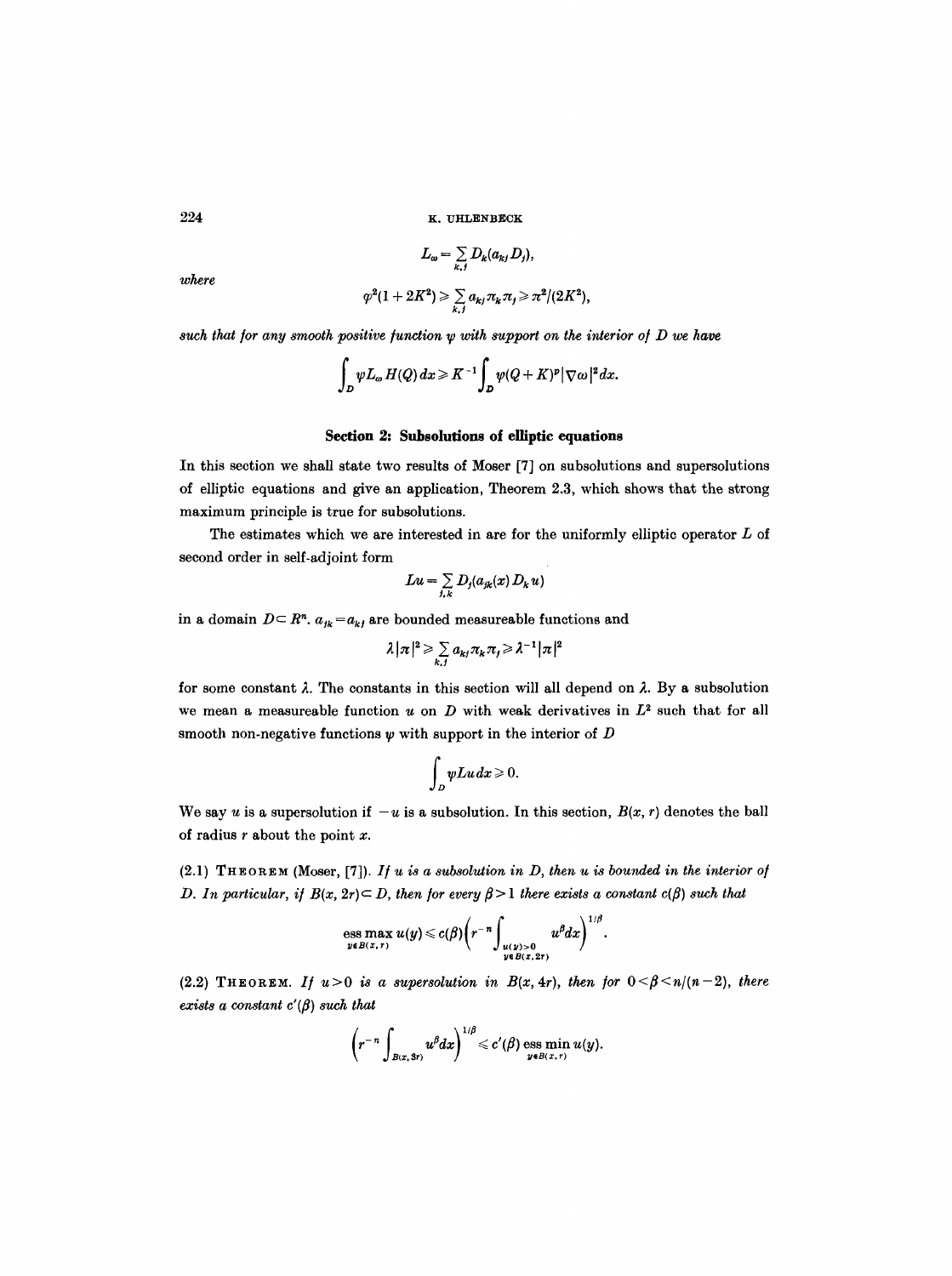$$L_\omega = \sum_{k,j} D_k(a_{kj} D_j),$$

where

$$\varphi^2(1+2K^2) \geqslant \sum_{k,j} a_{kj}\pi_k\pi_j \geqslant \pi^2/(2K^2),$$

*such that for any smooth positive function $\psi$ with support on the interior of $D$ we have*

$$\int_D \psi L_\omega H(Q)\,dx \geqslant K^{-1}\int_D \psi(Q+K)^p |\nabla\omega|^2 dx.$$

## Section 2: Subsolutions of elliptic equations

In this section we shall state two results of Moser [7] on subsolutions and supersolutions of elliptic equations and give an application, Theorem 2.3, which shows that the strong maximum principle is true for subsolutions.

The estimates which we are interested in are for the uniformly elliptic operator $L$ of second order in self-adjoint form

$$Lu = \sum_{j,k} D_j(a_{jk}(x) D_k u)$$

in a domain $D \subset R^n$. $a_{jk} = a_{kj}$ are bounded measureable functions and

$$\lambda |\pi|^2 \geqslant \sum_{k,j} a_{kj}\pi_k\pi_j \geqslant \lambda^{-1}|\pi|^2$$

for some constant $\lambda$. The constants in this section will all depend on $\lambda$. By a subsolution we mean a measureable function $u$ on $D$ with weak derivatives in $L^2$ such that for all smooth non-negative functions $\psi$ with support in the interior of $D$

$$\int_D \psi Lu\,dx \geqslant 0.$$

We say $u$ is a supersolution if $-u$ is a subsolution. In this section, $B(x, r)$ denotes the ball of radius $r$ about the point $x$.

(2.1) THEOREM (Moser, [7]). *If $u$ is a subsolution in $D$, then $u$ is bounded in the interior of $D$. In particular, if $B(x, 2r) \subset D$, then for every $\beta > 1$ there exists a constant $c(\beta)$ such that*

$$\operatorname*{ess\,max}_{y \in B(x,r)} u(y) \leqslant c(\beta)\left(r^{-n}\int_{\substack{u(y)>0 \\ y \in B(x,2r)}} u^\beta dx\right)^{1/\beta}.$$

(2.2) THEOREM. *If $u > 0$ is a supersolution in $B(x, 4r)$, then for $0 < \beta < n/(n-2)$, there exists a constant $c'(\beta)$ such that*

$$\left(r^{-n}\int_{B(x,3r)} u^\beta dx\right)^{1/\beta} \leqslant c'(\beta) \operatorname*{ess\,min}_{y \in B(x,r)} u(y).$$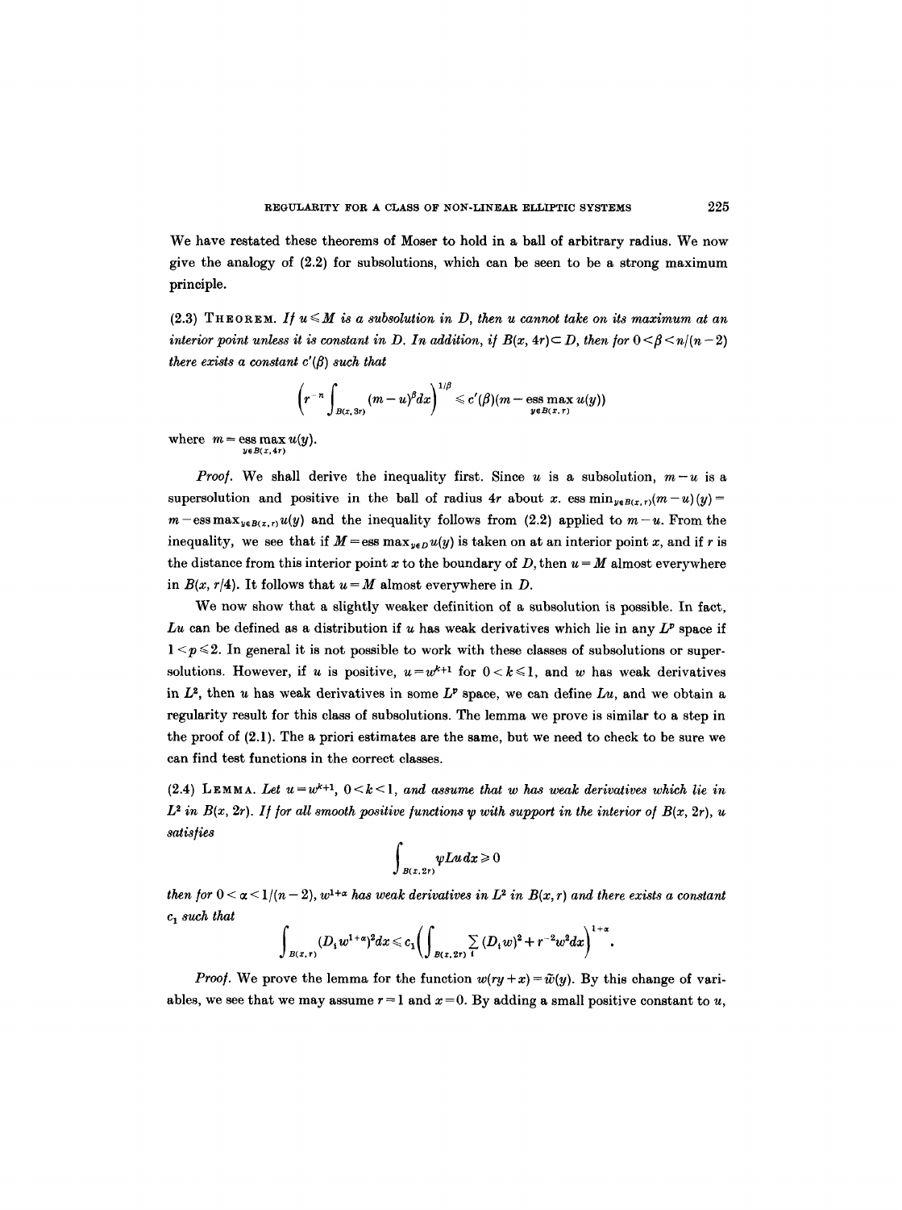We have restated these theorems of Moser to hold in a ball of arbitrary radius. We now give the analogy of (2.2) for subsolutions, which can be seen to be a strong maximum principle.

(2.3) THEOREM. *If $u \leqslant M$ is a subsolution in $D$, then $u$ cannot take on its maximum at an interior point unless it is constant in $D$. In addition, if $B(x, 4r) \subset D$, then for $0 < \beta < n/(n-2)$ there exists a constant $c'(\beta)$ such that*

$$\left( r^{-n} \int_{B(x,3r)} (m-u)^\beta dx \right)^{1/\beta} \leqslant c'(\beta)(m - \operatorname*{ess\,max}_{y \in B(x,r)} u(y))$$

where $m = \operatorname*{ess\,max}_{y \in B(x,4r)} u(y)$.

*Proof.* We shall derive the inequality first. Since $u$ is a subsolution, $m-u$ is a supersolution and positive in the ball of radius $4r$ about $x$. $\operatorname{ess\,min}_{y \in B(x,r)}(m-u)(y) = m - \operatorname{ess\,max}_{y \in B(x,r)} u(y)$ and the inequality follows from (2.2) applied to $m-u$. From the inequality, we see that if $M = \operatorname{ess\,max}_{y \in D} u(y)$ is taken on at an interior point $x$, and if $r$ is the distance from this interior point $x$ to the boundary of $D$, then $u = M$ almost everywhere in $B(x, r/4)$. It follows that $u = M$ almost everywhere in $D$.

We now show that a slightly weaker definition of a subsolution is possible. In fact, $Lu$ can be defined as a distribution if $u$ has weak derivatives which lie in any $L^p$ space if $1 < p \leqslant 2$. In general it is not possible to work with these classes of subsolutions or supersolutions. However, if $u$ is positive, $u = w^{k+1}$ for $0 < k \leqslant 1$, and $w$ has weak derivatives in $L^2$, then $u$ has weak derivatives in some $L^p$ space, we can define $Lu$, and we obtain a regularity result for this class of subsolutions. The lemma we prove is similar to a step in the proof of (2.1). The a priori estimates are the same, but we need to check to be sure we can find test functions in the correct classes.

(2.4) LEMMA. *Let $u = w^{k+1}$, $0 < k < 1$, and assume that $w$ has weak derivatives which lie in $L^2$ in $B(x, 2r)$. If for all smooth positive functions $\psi$ with support in the interior of $B(x, 2r)$, $u$ satisfies*

$$\int_{B(x,2r)} \psi L u \, dx \geqslant 0$$

*then for $0 < \alpha < 1/(n-2)$, $w^{1+\alpha}$ has weak derivatives in $L^2$ in $B(x, r)$ and there exists a constant $c_1$ such that*

$$\int_{B(x,r)} (D_i w^{1+\alpha})^2 dx \leqslant c_1 \left( \int_{B(x,2r)} \sum_i (D_i w)^2 + r^{-2} w^2 dx \right)^{1+\alpha}.$$

*Proof.* We prove the lemma for the function $w(ry + x) = \tilde{w}(y)$. By this change of variables, we see that we may assume $r = 1$ and $x = 0$. By adding a small positive constant to $u$,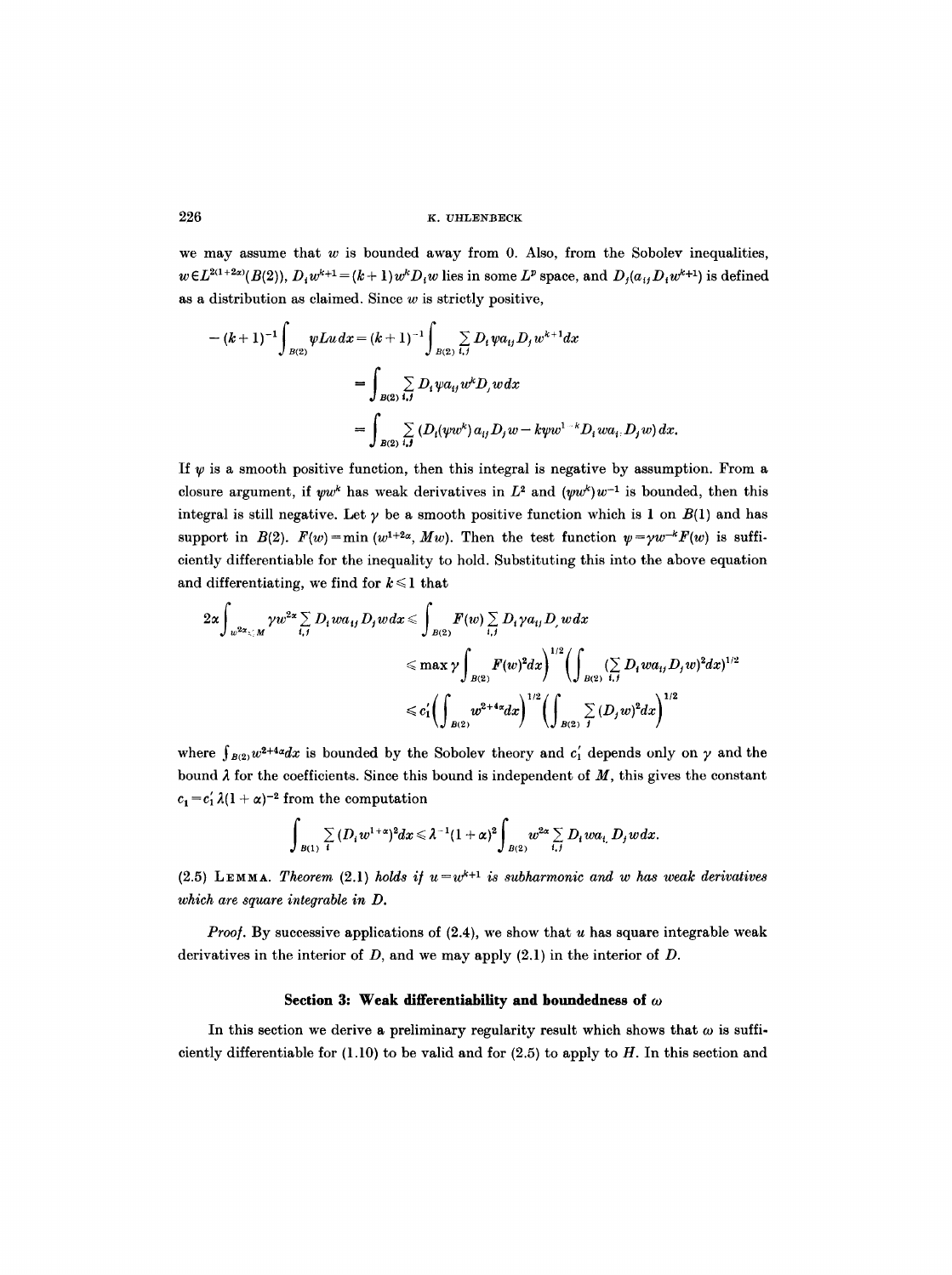we may assume that $w$ is bounded away from 0. Also, from the Sobolev inequalities, $w \in L^{2(1+2\alpha)}(B(2))$, $D_i w^{k+1} = (k+1) w^k D_i w$ lies in some $L^p$ space, and $D_j(a_{ij} D_i w^{k+1})$ is defined as a distribution as claimed. Since $w$ is strictly positive,

$$
\begin{aligned}
-(k+1)^{-1}\int_{B(2)} \psi L u \, dx &= (k+1)^{-1}\int_{B(2)} \sum_{i,j} D_i \psi a_{ij} D_j w^{k+1} dx \\
&= \int_{B(2)} \sum_{i,j} D_i \psi a_{ij} w^k D_j w \, dx \\
&= \int_{B(2)} \sum_{i,j} (D_i(\psi w^k) a_{ij} D_j w - k\psi w^{1-k} D_i w a_{ij} D_j w) \, dx.
\end{aligned}
$$

If $\psi$ is a smooth positive function, then this integral is negative by assumption. From a closure argument, if $\psi w^k$ has weak derivatives in $L^2$ and $(\psi w^k) w^{-1}$ is bounded, then this integral is still negative. Let $\gamma$ be a smooth positive function which is 1 on $B(1)$ and has support in $B(2)$. $F(w) = \min(w^{1+2\alpha}, Mw)$. Then the test function $\psi = \gamma w^{-k} F(w)$ is sufficiently differentiable for the inequality to hold. Substituting this into the above equation and differentiating, we find for $k \leq 1$ that

$$
\begin{aligned}
2\alpha \int_{w^{2\alpha} \leq M} \gamma w^{2\alpha} \sum_{i,j} D_i w a_{ij} D_j w \, dx &\leq \int_{B(2)} F(w) \sum_{i,j} D_i \gamma a_{ij} D_j w \, dx \\
&\leq \max \gamma \int_{B(2)} F(w)^2 dx \Big)^{1/2} \Big( \int_{B(2)} (\sum_{i,j} D_i w a_{ij} D_j w)^2 dx)^{1/2} \\
&\leq c_1' \Big( \int_{B(2)} w^{2+4\alpha} dx \Big)^{1/2} \Big( \int_{B(2)} \sum_j (D_j w)^2 dx \Big)^{1/2}
\end{aligned}
$$

where $\int_{B(2)} w^{2+4\alpha} dx$ is bounded by the Sobolev theory and $c_1'$ depends only on $\gamma$ and the bound $\lambda$ for the coefficients. Since this bound is independent of $M$, this gives the constant $c_1 = c_1' \lambda (1+\alpha)^{-2}$ from the computation

$$
\int_{B(1)} \sum_i (D_i w^{1+\alpha})^2 dx \leq \lambda^{-1}(1+\alpha)^2 \int_{B(2)} w^{2\alpha} \sum_{i,j} D_i w a_{ij} D_j w \, dx.
$$

(2.5) **Lemma.** *Theorem (2.1) holds if $u = w^{k+1}$ is subharmonic and $w$ has weak derivatives which are square integrable in $D$.*

*Proof.* By successive applications of (2.4), we show that $u$ has square integrable weak derivatives in the interior of $D$, and we may apply (2.1) in the interior of $D$.

## Section 3: Weak differentiability and boundedness of $\omega$

In this section we derive a preliminary regularity result which shows that $\omega$ is sufficiently differentiable for (1.10) to be valid and for (2.5) to apply to $H$. In this section and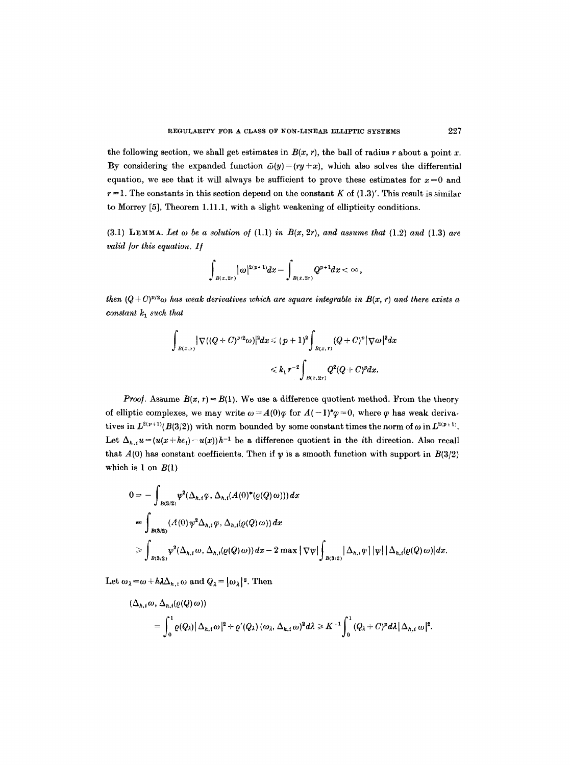the following section, we shall get estimates in $B(x, r)$, the ball of radius $r$ about a point $x$. By considering the expanded function $\bar{\omega}(y) = (ry + x)$, which also solves the differential equation, we see that it will always be sufficient to prove these estimates for $x = 0$ and $r = 1$. The constants in this section depend on the constant $K$ of (1.3)$'$. This result is similar to Morrey [5], Theorem 1.11.1, with a slight weakening of ellipticity conditions.

(3.1) LEMMA. *Let $\omega$ be a solution of* (1.1) *in $B(x, 2r)$, and assume that* (1.2) *and* (1.3) *are valid for this equation. If*

$$\int_{B(x,2r)} |\omega|^{2(p+1)} dx = \int_{B(x,2r)} Q^{p+1} dx < \infty,$$

*then $(Q+C)^{p/2}\omega$ has weak derivatives which are square integrable in $B(x, r)$ and there exists a constant $k_1$ such that*

$$\int_{B(x,r)} |\nabla((Q+C)^{p/2}\omega)|^2 dx \leq (p+1)^2 \int_{B(x,r)} (Q+C)^p |\nabla \omega|^2 dx$$

$$\leq k_1 r^{-2} \int_{B(x,2r)} Q^2 (Q+C)^p dx.$$

*Proof.* Assume $B(x, r) = B(1)$. We use a difference quotient method. From the theory of elliptic complexes, we may write $\omega = A(0)\varphi$ for $A(-1)^*\varphi = 0$, where $\varphi$ has weak derivatives in $L^{2(p+1)}(B(3/2))$ with norm bounded by some constant times the norm of $\omega$ in $L^{2(p+1)}$. Let $\Delta_{h,i} u = (u(x + he_i) - u(x))h^{-1}$ be a difference quotient in the $i$th direction. Also recall that $A(0)$ has constant coefficients. Then if $\psi$ is a smooth function with support in $B(3/2)$ which is 1 on $B(1)$

$$0 = -\int_{B(3/2)} \psi^2 (\Delta_{h,i}\varphi, \Delta_{h,i}(A(0)^*(\varrho(Q)\omega)))\, dx$$

$$= \int_{B(3/2)} (A(0)\psi^2 \Delta_{h,i}\varphi, \Delta_{h,i}(\varrho(Q)\omega))\, dx$$

$$\geq \int_{B(3/2)} \psi^2 (\Delta_{h,i}\omega, \Delta_{h,i}(\varrho(Q)\omega))\, dx - 2 \max|\nabla\psi| \int_{B(3/2)} |\Delta_{h,i}\varphi|\, |\psi|\, |\Delta_{h,i}(\varrho(Q)\omega)|\, dx.$$

Let $\omega_\lambda = \omega + h\lambda\Delta_{h,i}\omega$ and $Q_\lambda = |\omega_\lambda|^2$. Then

$$(\Delta_{h,i}\omega, \Delta_{h,i}(\varrho(Q)\omega))$$

$$= \int_0^1 \varrho(Q_\lambda)|\Delta_{h,i}\omega|^2 + \varrho'(Q_\lambda)(\omega_\lambda, \Delta_{h,i}\omega)^2 d\lambda \geq K^{-1}\int_0^1 (Q_\lambda + C)^p d\lambda |\Delta_{h,i}\omega|^2.$$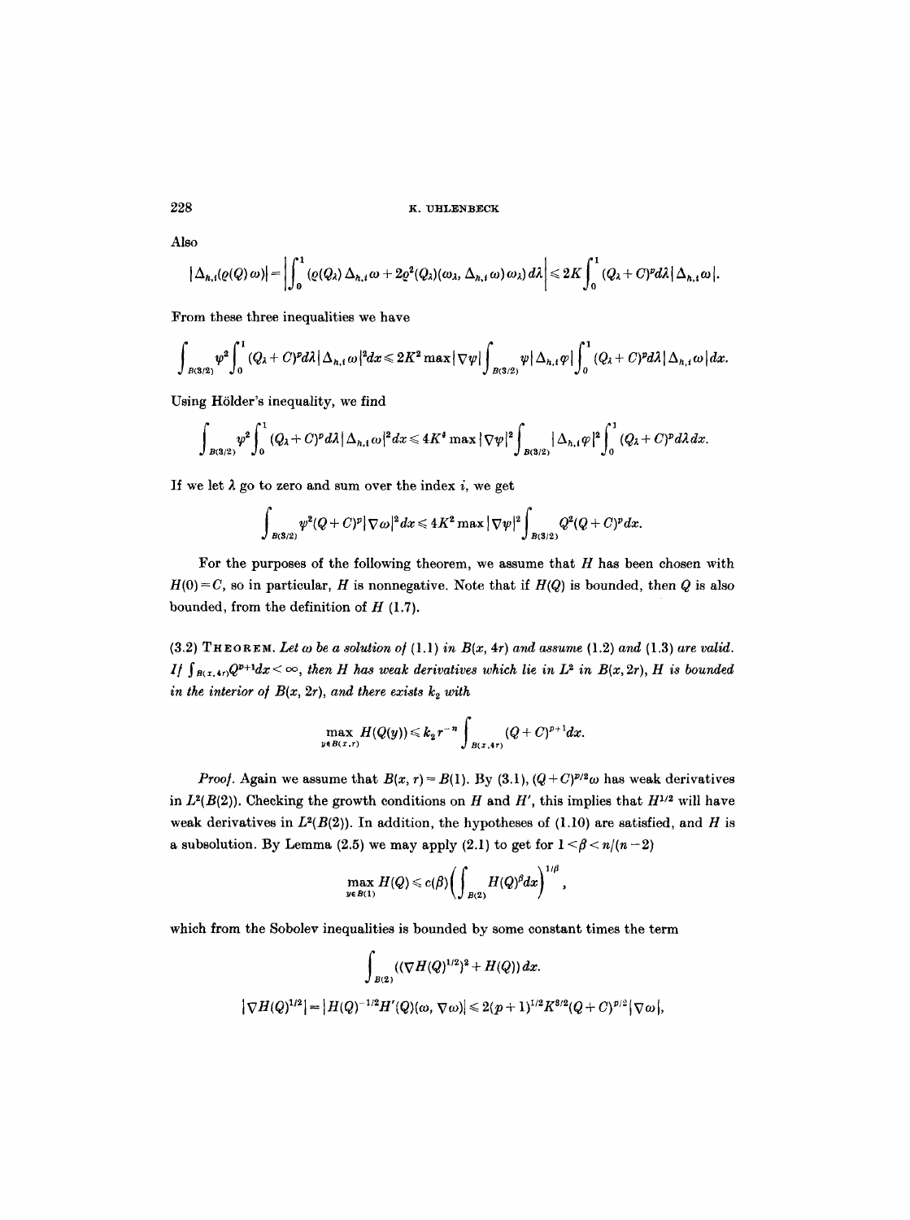Also

$$|\Delta_{h,i}(\varrho(Q)\,\omega)| = \left|\int_0^1 (\varrho(Q_\lambda)\,\Delta_{h,i}\,\omega + 2\varrho^2(Q_\lambda)(\omega_\lambda,\,\Delta_{h,i}\,\omega)\,\omega_\lambda)\,d\lambda\right| \leqslant 2K\int_0^1 (Q_\lambda + C)^p d\lambda\,|\Delta_{h,i}\,\omega|.$$

From these three inequalities we have

$$\int_{B(3/2)} \psi^2 \int_0^1 (Q_\lambda + C)^p d\lambda\,|\Delta_{h,i}\,\omega|^2 dx \leqslant 2K^2 \max|\nabla\psi| \int_{B(3/2)} \psi\,|\Delta_{h,i}\,\varphi| \int_0^1 (Q_\lambda + C)^p d\lambda\,|\Delta_{h,i}\,\omega|\,dx.$$

Using Hölder's inequality, we find

$$\int_{B(3/2)} \psi^2 \int_0^1 (Q_\lambda + C)^p d\lambda\,|\Delta_{h,i}\,\omega|^2 dx \leqslant 4K^4 \max|\nabla\psi|^2 \int_{B(3/2)} |\Delta_{h,i}\,\varphi|^2 \int_0^1 (Q_\lambda + C)^p d\lambda\,dx.$$

If we let $\lambda$ go to zero and sum over the index $i$, we get

$$\int_{B(3/2)} \psi^2 (Q + C)^p |\nabla\omega|^2 dx \leqslant 4K^2 \max|\nabla\psi|^2 \int_{B(3/2)} Q^2 (Q + C)^p dx.$$

For the purposes of the following theorem, we assume that $H$ has been chosen with $H(0) = C$, so in particular, $H$ is nonnegative. Note that if $H(Q)$ is bounded, then $Q$ is also bounded, from the definition of $H$ (1.7).

(3.2) **Theorem.** *Let $\omega$ be a solution of* (1.1) *in $B(x, 4r)$ and assume* (1.2) *and* (1.3) *are valid. If $\int_{B(x,4r)} Q^{p+1} dx < \infty$, then $H$ has weak derivatives which lie in $L^2$ in $B(x, 2r)$, $H$ is bounded in the interior of $B(x, 2r)$, and there exists $k_2$ with*

$$\max_{y \in B(x,r)} H(Q(y)) \leqslant k_2 r^{-n} \int_{B(x,4r)} (Q + C)^{p+1} dx.$$

*Proof.* Again we assume that $B(x, r) = B(1)$. By (3.1), $(Q + C)^{p/2}\omega$ has weak derivatives in $L^2(B(2))$. Checking the growth conditions on $H$ and $H'$, this implies that $H^{1/2}$ will have weak derivatives in $L^2(B(2))$. In addition, the hypotheses of (1.10) are satisfied, and $H$ is a subsolution. By Lemma (2.5) we may apply (2.1) to get for $1 < \beta < n/(n-2)$

$$\max_{y \in B(1)} H(Q) \leqslant c(\beta) \left( \int_{B(2)} H(Q)^\beta dx \right)^{1/\beta},$$

which from the Sobolev inequalities is bounded by some constant times the term

$$\int_{B(2)} ((\nabla H(Q)^{1/2})^2 + H(Q))\,dx.$$

$$|\nabla H(Q)^{1/2}| = |H(Q)^{-1/2} H'(Q)(\omega, \nabla\omega)| \leqslant 2(p+1)^{1/2} K^{3/2} (Q + C)^{p/2} |\nabla\omega|,$$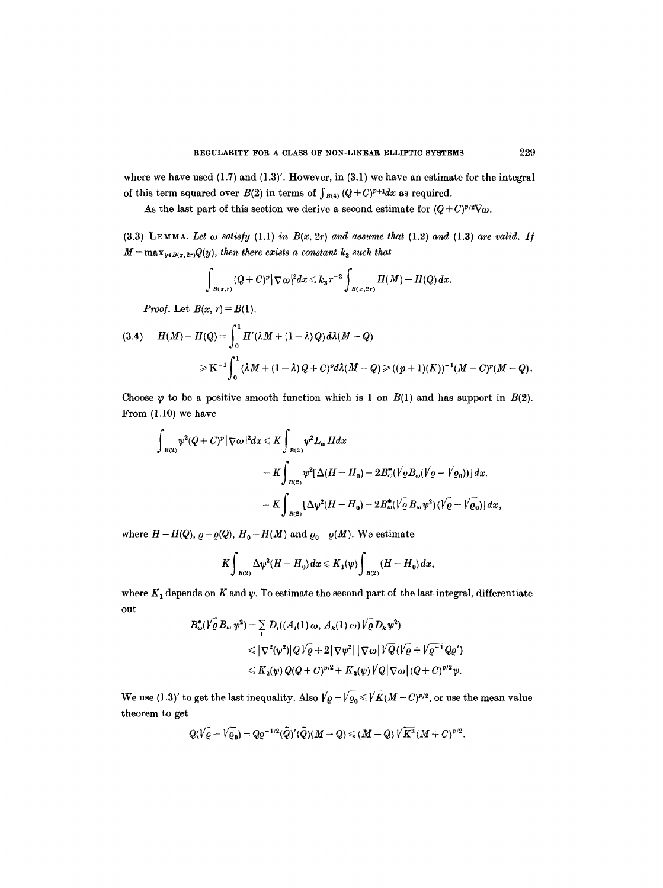where we have used (1.7) and (1.3)′. However, in (3.1) we have an estimate for the integral of this term squared over $B(2)$ in terms of $\int_{B(4)} (Q+C)^{p+1}dx$ as required.

As the last part of this section we derive a second estimate for $(Q+C)^{p/2}\nabla\omega$.

(3.3) LEMMA. *Let $\omega$ satisfy* (1.1) *in $B(x, 2r)$ and assume that* (1.2) *and* (1.3) *are valid. If $M = \max_{y\in B(x,2r)} Q(y)$, then there exists a constant $k_3$ such that*

$$\int_{B(x,r)} (Q+C)^p |\nabla\omega|^2 dx \leqslant k_3 r^{-2} \int_{B(x,2r)} H(M) - H(Q)\, dx.$$

*Proof.* Let $B(x, r) = B(1)$.

$$(3.4) \quad H(M) - H(Q) = \int_0^1 H'(\lambda M + (1-\lambda)Q)\, d\lambda (M-Q)$$
$$\geqslant \mathrm{K}^{-1} \int_0^1 (\lambda M + (1-\lambda)Q + C)^p d\lambda (M-Q) \geqslant ((p+1)(K))^{-1}(M+C)^p(M-Q).$$

Choose $\psi$ to be a positive smooth function which is 1 on $B(1)$ and has support in $B(2)$. From (1.10) we have

$$\int_{B(2)} \psi^2 (Q+C)^p |\nabla\omega|^2 dx \leqslant K \int_{B(2)} \psi^2 L_\omega H dx$$
$$= K \int_{B(2)} \psi^2 [\Delta(H-H_0) - 2B^*_\omega(\sqrt{\varrho} B_\omega(\sqrt{\varrho} - \sqrt{\varrho_0}))]\, dx.$$
$$= K \int_{B(2)} [\Delta\psi^2 (H-H_0) - 2B^*_\omega(\sqrt{\varrho} B_\omega \psi^2)(\sqrt{\varrho} - \sqrt{\varrho_0})]\, dx,$$

where $H = H(Q)$, $\varrho = \varrho(Q)$, $H_0 = H(M)$ and $\varrho_0 = \varrho(M)$. We estimate

$$K \int_{B(2)} \Delta\psi^2 (H - H_0)\, dx \leqslant K_1(\psi) \int_{B(2)} (H - H_0)\, dx,$$

where $K_1$ depends on $K$ and $\psi$. To estimate the second part of the last integral, differentiate out

$$B^*_\omega(\sqrt{\varrho} B_\omega \psi^2) = \sum_i D_i((A_i(1)\omega, A_k(1)\omega)\sqrt{\varrho} D_k \psi^2)$$
$$\leqslant |\nabla^2(\psi^2)| Q\sqrt{\varrho} + 2|\nabla\psi^2|\,|\nabla\omega| \sqrt{Q}(\sqrt{\varrho} + \sqrt{\varrho^{-1}} Q\varrho')$$
$$\leqslant K_2(\psi) Q(Q+C)^{p/2} + K_3(\psi)\sqrt{Q}|\nabla\omega|(Q+C)^{p/2}\psi.$$

We use (1.3)′ to get the last inequality. Also $\sqrt{\varrho} - \sqrt{\varrho_0} \leqslant \sqrt{K}(M+C)^{p/2}$, or use the mean value theorem to get

$$Q(\sqrt{\varrho} - \sqrt{\varrho_0}) = Q\varrho^{-1/2}(\tilde{Q})\varrho'(\tilde{Q})(M-Q) \leqslant (M-Q)\sqrt{K^3}(M+C)^{p/2}.$$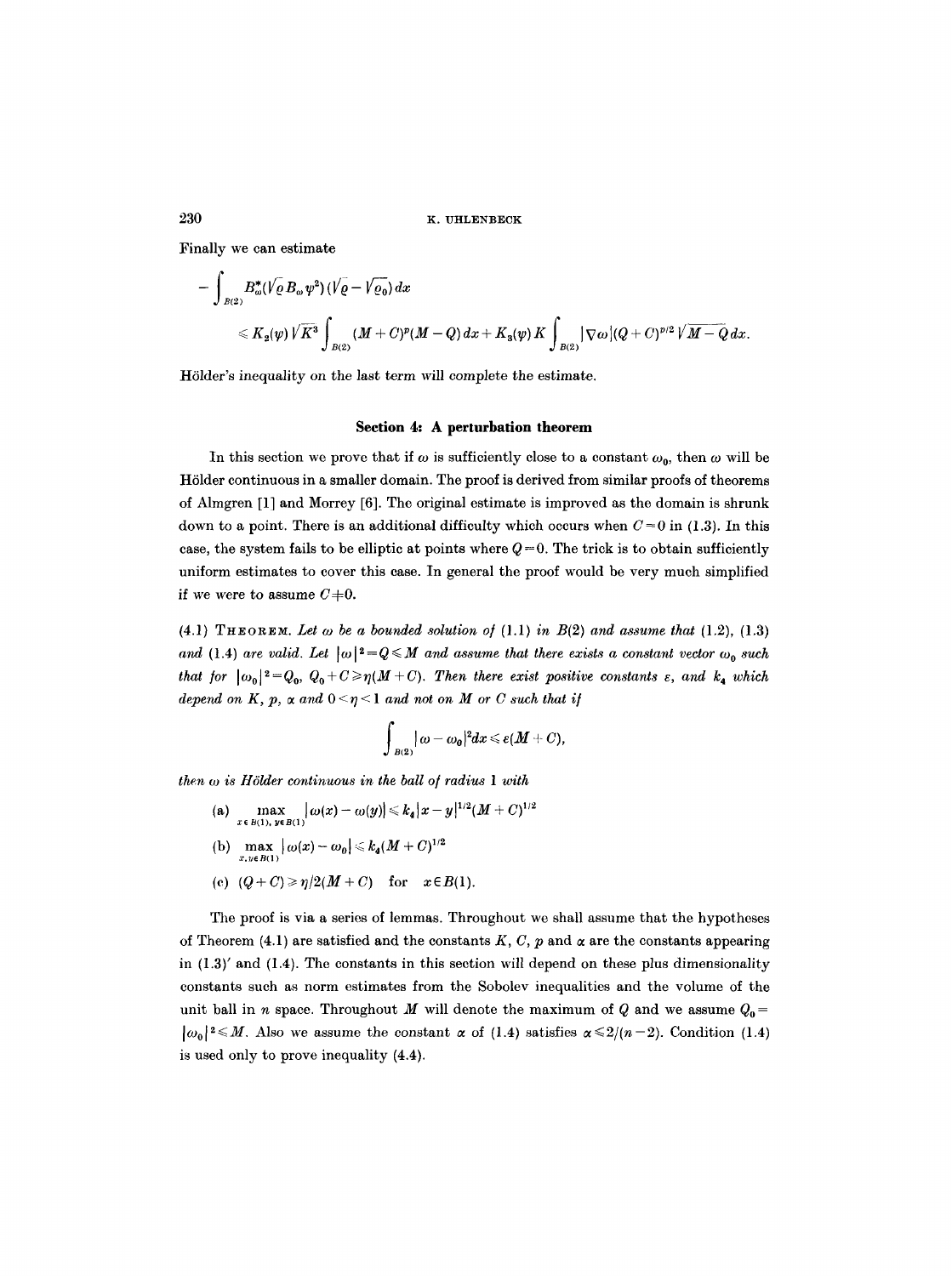Finally we can estimate

$$
-\int_{B(2)} B_\omega^*(\sqrt{\varrho}\, B_\omega \psi^2)(\sqrt{\varrho}-\sqrt{\varrho_0})\,dx
$$

$$
\leqslant K_2(\psi)\sqrt{K^3}\int_{B(2)} (M+C)^p(M-Q)\,dx + K_3(\psi)\,K\int_{B(2)} |\nabla\omega|(Q+C)^{p/2}\sqrt{M-Q}\,dx.
$$

Hölder's inequality on the last term will complete the estimate.

## Section 4: A perturbation theorem

In this section we prove that if $\omega$ is sufficiently close to a constant $\omega_0$, then $\omega$ will be Hölder continuous in a smaller domain. The proof is derived from similar proofs of theorems of Almgren [1] and Morrey [6]. The original estimate is improved as the domain is shrunk down to a point. There is an additional difficulty which occurs when $C=0$ in (1.3). In this case, the system fails to be elliptic at points where $Q=0$. The trick is to obtain sufficiently uniform estimates to cover this case. In general the proof would be very much simplified if we were to assume $C\neq 0$.

(4.1) THEOREM. *Let $\omega$ be a bounded solution of (1.1) in $B(2)$ and assume that (1.2), (1.3) and (1.4) are valid. Let $|\omega|^2=Q\leqslant M$ and assume that there exists a constant vector $\omega_0$ such that for $|\omega_0|^2=Q_0$, $Q_0+C\geqslant \eta(M+C)$. Then there exist positive constants $\varepsilon$, and $k_4$ which depend on $K$, $p$, $\alpha$ and $0<\eta<1$ and not on $M$ or $C$ such that if*

$$
\int_{B(2)} |\omega-\omega_0|^2 dx \leqslant \varepsilon(M+C),
$$

*then $\omega$ is Hölder continuous in the ball of radius 1 with*

(a) $\max\limits_{x\in B(1),\,y\in B(1)} |\omega(x)-\omega(y)| \leqslant k_4|x-y|^{1/2}(M+C)^{1/2}$

(b) $\max\limits_{x,y\in B(1)} |\omega(x)-\omega_0| \leqslant k_4(M+C)^{1/2}$

(c) $(Q+C)\geqslant \eta/2(M+C)$ for $x\in B(1)$.

The proof is via a series of lemmas. Throughout we shall assume that the hypotheses of Theorem (4.1) are satisfied and the constants $K$, $C$, $p$ and $\alpha$ are the constants appearing in (1.3)′ and (1.4). The constants in this section will depend on these plus dimensionality constants such as norm estimates from the Sobolev inequalities and the volume of the unit ball in $n$ space. Throughout $M$ will denote the maximum of $Q$ and we assume $Q_0=|\omega_0|^2\leqslant M$. Also we assume the constant $\alpha$ of (1.4) satisfies $\alpha\leqslant 2/(n-2)$. Condition (1.4) is used only to prove inequality (4.4).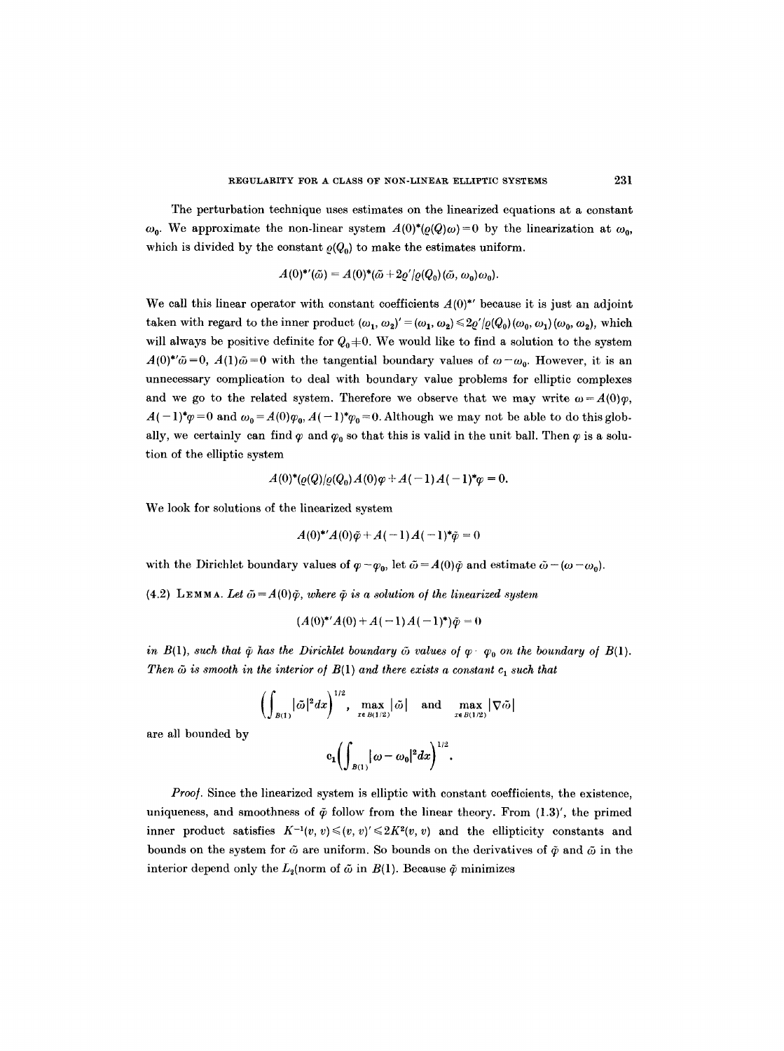The perturbation technique uses estimates on the linearized equations at a constant $\omega_0$. We approximate the non-linear system $A(0)^*(\varrho(Q)\omega)=0$ by the linearization at $\omega_0$, which is divided by the constant $\varrho(Q_0)$ to make the estimates uniform.

$$A(0)^{*\prime}(\tilde{\omega}) = A(0)^*(\tilde{\omega} + 2\varrho'/\varrho(Q_0)(\tilde{\omega}, \omega_0)\omega_0).$$

We call this linear operator with constant coefficients $A(0)^{*\prime}$ because it is just an adjoint taken with regard to the inner product $(\omega_1, \omega_2)' = (\omega_1, \omega_2) \leqslant 2\varrho'/\varrho(Q_0)(\omega_0, \omega_1)(\omega_0, \omega_2)$, which will always be positive definite for $Q_0 \neq 0$. We would like to find a solution to the system $A(0)^{*\prime}\tilde{\omega} = 0$, $A(1)\tilde{\omega} = 0$ with the tangential boundary values of $\omega - \omega_0$. However, it is an unnecessary complication to deal with boundary value problems for elliptic complexes and we go to the related system. Therefore we observe that we may write $\omega = A(0)\varphi$, $A(-1)^*\varphi = 0$ and $\omega_0 = A(0)\varphi_0$, $A(-1)^*\varphi_0 = 0$. Although we may not be able to do this globally, we certainly can find $\varphi$ and $\varphi_0$ so that this is valid in the unit ball. Then $\varphi$ is a solution of the elliptic system

$$A(0)^*(\varrho(Q)/\varrho(Q_0)A(0)\varphi + A(-1)A(-1)^*\varphi = 0.$$

We look for solutions of the linearized system

$$A(0)^{*\prime}A(0)\tilde{\varphi} + A(-1)A(-1)^*\tilde{\varphi} = 0$$

with the Dirichlet boundary values of $\varphi - \varphi_0$, let $\tilde{\omega} = A(0)\tilde{\varphi}$ and estimate $\tilde{\omega} - (\omega - \omega_0)$.

(4.2) LEMMA. *Let $\tilde{\omega} = A(0)\tilde{\varphi}$, where $\tilde{\varphi}$ is a solution of the linearized system*

$$(A(0)^{*\prime}A(0) + A(-1)A(-1)^*)\tilde{\varphi} = 0$$

*in $B(1)$, such that $\tilde{\varphi}$ has the Dirichlet boundary $\tilde{\omega}$ values of $\varphi - \varphi_0$ on the boundary of $B(1)$. Then $\tilde{\omega}$ is smooth in the interior of $B(1)$ and there exists a constant $c_1$ such that*

$$\left(\int_{B(1)} |\tilde{\omega}|^2 dx\right)^{1/2}, \quad \max_{x \in B(1/2)} |\tilde{\omega}| \quad \text{and} \quad \max_{x \in B(1/2)} |\nabla \tilde{\omega}|$$

*are all bounded by*

$$c_1\left(\int_{B(1)} |\omega - \omega_0|^2 dx\right)^{1/2}.$$

*Proof.* Since the linearized system is elliptic with constant coefficients, the existence, uniqueness, and smoothness of $\tilde{\varphi}$ follow from the linear theory. From (1.3)′, the primed inner product satisfies $K^{-1}(v, v) \leqslant (v, v)' \leqslant 2K^2(v, v)$ and the ellipticity constants and bounds on the system for $\tilde{\omega}$ are uniform. So bounds on the derivatives of $\tilde{\varphi}$ and $\tilde{\omega}$ in the interior depend only the $L_2$(norm of $\tilde{\omega}$ in $B(1)$. Because $\tilde{\varphi}$ minimizes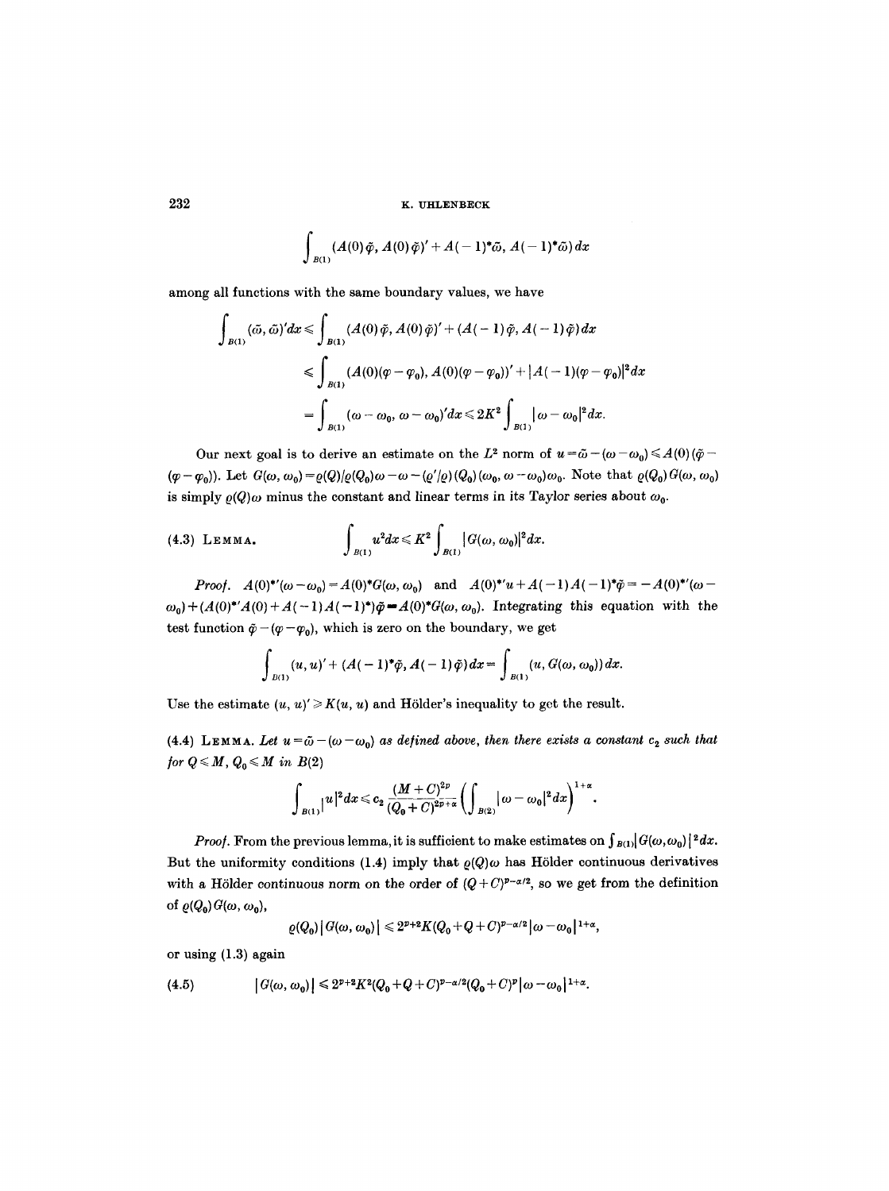$$\int_{B(1)} (A(0)\tilde{\varphi}, A(0)\tilde{\varphi})' + A(-1)^*\tilde{\omega}, A(-1)^*\tilde{\omega})\,dx$$

among all functions with the same boundary values, we have

$$\begin{aligned}
\int_{B(1)} (\tilde{\omega}, \tilde{\omega})' dx &\leqslant \int_{B(1)} (A(0)\tilde{\varphi}, A(0)\tilde{\varphi})' + (A(-1)\tilde{\varphi}, A(-1)\tilde{\varphi})\,dx \\
&\leqslant \int_{B(1)} (A(0)(\varphi - \varphi_0), A(0)(\varphi - \varphi_0))' + |A(-1)(\varphi - \varphi_0)|^2 dx \\
&= \int_{B(1)} (\omega - \omega_0, \omega - \omega_0)' dx \leqslant 2K^2 \int_{B(1)} |\omega - \omega_0|^2 dx.
\end{aligned}$$

Our next goal is to derive an estimate on the $L^2$ norm of $u = \tilde{\omega} - (\omega - \omega_0) \leqslant A(0)(\tilde{\varphi} - (\varphi - \varphi_0))$. Let $G(\omega, \omega_0) = \varrho(Q)/\varrho(Q_0)\omega - \omega - (\varrho'/\varrho)(Q_0)(\omega_0, \omega - \omega_0)\omega_0$. Note that $\varrho(Q_0)G(\omega, \omega_0)$ is simply $\varrho(Q)\omega$ minus the constant and linear terms in its Taylor series about $\omega_0$.

(4.3) LEMMA.
$$\int_{B(1)} u^2 dx \leqslant K^2 \int_{B(1)} |G(\omega, \omega_0)|^2 dx.$$

*Proof.* $A(0)^{*\prime}(\omega - \omega_0) = A(0)^* G(\omega, \omega_0)$ and $A(0)^{*\prime}u + A(-1)A(-1)^*\tilde{\varphi} = -A(0)^{*\prime}(\omega - \omega_0) + (A(0)^{*\prime}A(0) + A(-1)A(-1)^*)\tilde{\varphi} = A(0)^* G(\omega, \omega_0)$. Integrating this equation with the test function $\tilde{\varphi} - (\varphi - \varphi_0)$, which is zero on the boundary, we get

$$\int_{B(1)} (u, u)' + (A(-1)^*\tilde{\varphi}, A(-1)\tilde{\varphi})\,dx = \int_{B(1)} (u, G(\omega, \omega_0))\,dx.$$

Use the estimate $(u, u)' \geqslant K(u, u)$ and Hölder's inequality to get the result.

(4.4) LEMMA. *Let $u = \tilde{\omega} - (\omega - \omega_0)$ as defined above, then there exists a constant $c_2$ such that for $Q \leqslant M$, $Q_0 \leqslant M$ in $B(2)$*

$$\int_{B(1)} |u|^2 dx \leqslant c_2 \frac{(M + C)^{2p}}{(Q_0 + C)^{2p + \alpha}} \left( \int_{B(2)} |\omega - \omega_0|^2 dx \right)^{1 + \alpha}.$$

*Proof.* From the previous lemma, it is sufficient to make estimates on $\int_{B(1)} |G(\omega, \omega_0)|^2 dx$. But the uniformity conditions (1.4) imply that $\varrho(Q)\omega$ has Hölder continuous derivatives with a Hölder continuous norm on the order of $(Q + C)^{p - \alpha/2}$, so we get from the definition of $\varrho(Q_0)G(\omega, \omega_0)$,

$$\varrho(Q_0)|G(\omega, \omega_0)| \leqslant 2^{p+2} K (Q_0 + Q + C)^{p - \alpha/2} |\omega - \omega_0|^{1 + \alpha},$$

or using (1.3) again

$$|G(\omega, \omega_0)| \leqslant 2^{p+2} K^2 (Q_0 + Q + C)^{p - \alpha/2} (Q_0 + C)^p |\omega - \omega_0|^{1 + \alpha}. \tag{4.5}$$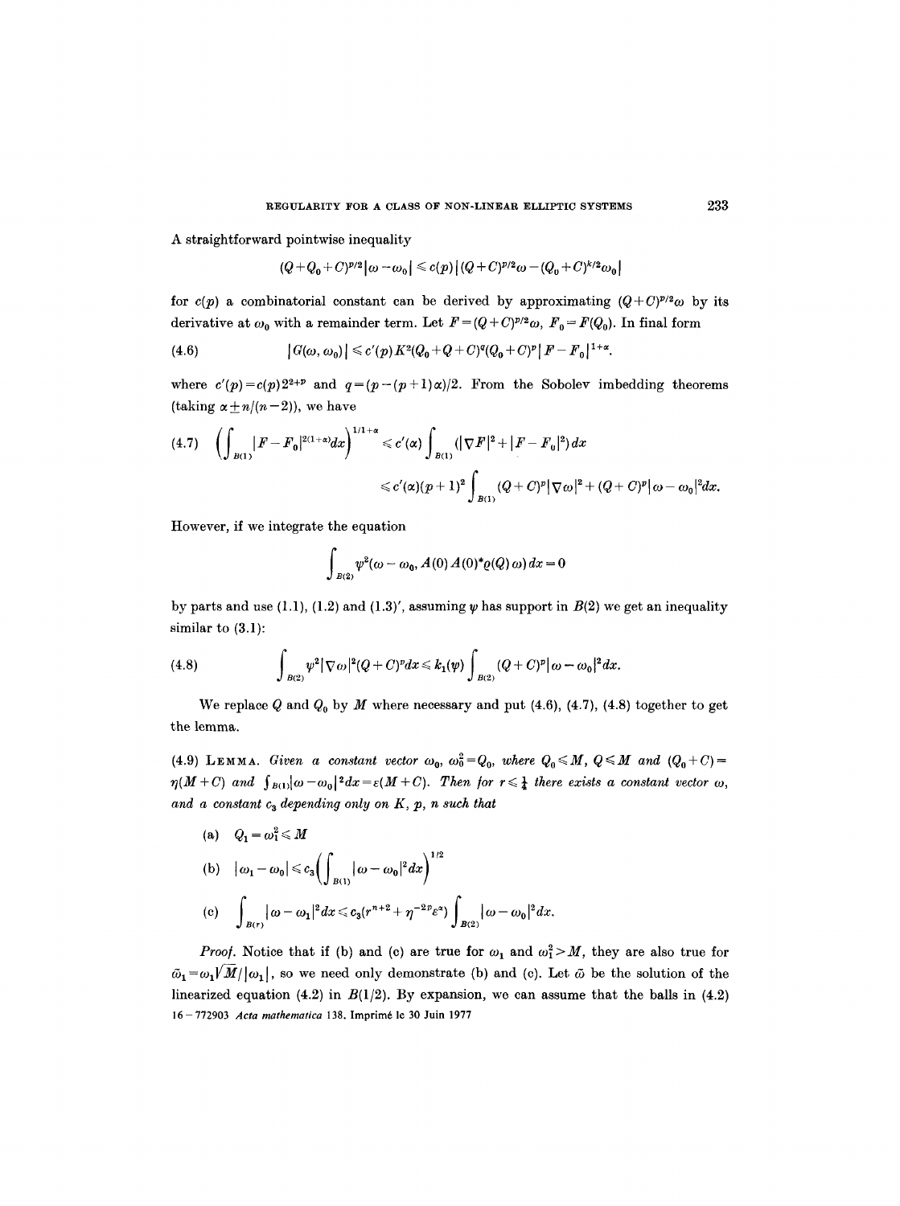A straightforward pointwise inequality

$$(Q+Q_0+C)^{p/2}|\omega-\omega_0| \leqslant c(p)\,|(Q+C)^{p/2}\omega-(Q_0+C)^{k/2}\omega_0|$$

for $c(p)$ a combinatorial constant can be derived by approximating $(Q+C)^{p/2}\omega$ by its derivative at $\omega_0$ with a remainder term. Let $F=(Q+C)^{p/2}\omega$, $F_0=F(Q_0)$. In final form

$$|G(\omega,\omega_0)| \leqslant c'(p)K^2(Q_0+Q+C)^q(Q_0+C)^p|F-F_0|^{1+\alpha}. \tag{4.6}$$

where $c'(p)=c(p)2^{2+p}$ and $q=(p-(p+1)\alpha)/2$. From the Sobolev imbedding theorems (taking $\alpha \pm n/(n-2)$), we have

$$\left(\int_{B(1)}|F-F_0|^{2(1+\alpha)}dx\right)^{1/1+\alpha} \leqslant c'(\alpha)\int_{B(1)}(|\nabla F|^2+|F-F_0|^2)\,dx$$
$$\leqslant c'(\alpha)(p+1)^2\int_{B(1)}(Q+C)^p|\nabla\omega|^2+(Q+C)^p|\omega-\omega_0|^2dx. \tag{4.7}$$

However, if we integrate the equation

$$\int_{B(2)}\psi^2(\omega-\omega_0, A(0)A(0)^*\varrho(Q)\,\omega)\,dx=0$$

by parts and use (1.1), (1.2) and (1.3)′, assuming $\psi$ has support in $B(2)$ we get an inequality similar to (3.1):

$$\int_{B(2)}\psi^2|\nabla\omega|^2(Q+C)^pdx \leqslant k_1(\psi)\int_{B(2)}(Q+C)^p|\omega-\omega_0|^2dx. \tag{4.8}$$

We replace $Q$ and $Q_0$ by $M$ where necessary and put (4.6), (4.7), (4.8) together to get the lemma.

(4.9) LEMMA. *Given a constant vector $\omega_0$, $\omega_0^2=Q_0$, where $Q_0\leqslant M$, $Q\leqslant M$ and $(Q_0+C)=\eta(M+C)$ and $\int_{B(1)}|\omega-\omega_0|^2dx=\varepsilon(M+C)$. Then for $r\leqslant\frac{1}{4}$ there exists a constant vector $\omega$, and a constant $c_3$ depending only on $K$, $p$, $n$ such that*

(a) $Q_1=\omega_1^2\leqslant M$

(b) $|\omega_1-\omega_0|\leqslant c_3\left(\int_{B(1)}|\omega-\omega_0|^2dx\right)^{1/2}$

(c) $\int_{B(r)}|\omega-\omega_1|^2dx\leqslant c_3(r^{n+2}+\eta^{-2p}\varepsilon^{\alpha})\int_{B(2)}|\omega-\omega_0|^2dx.$

*Proof.* Notice that if (b) and (c) are true for $\omega_1$ and $\omega_1^2>M$, they are also true for $\tilde{\omega}_1=\omega_1\sqrt{M}/|\omega_1|$, so we need only demonstrate (b) and (c). Let $\tilde{\omega}$ be the solution of the linearized equation (4.2) in $B(1/2)$. By expansion, we can assume that the balls in (4.2)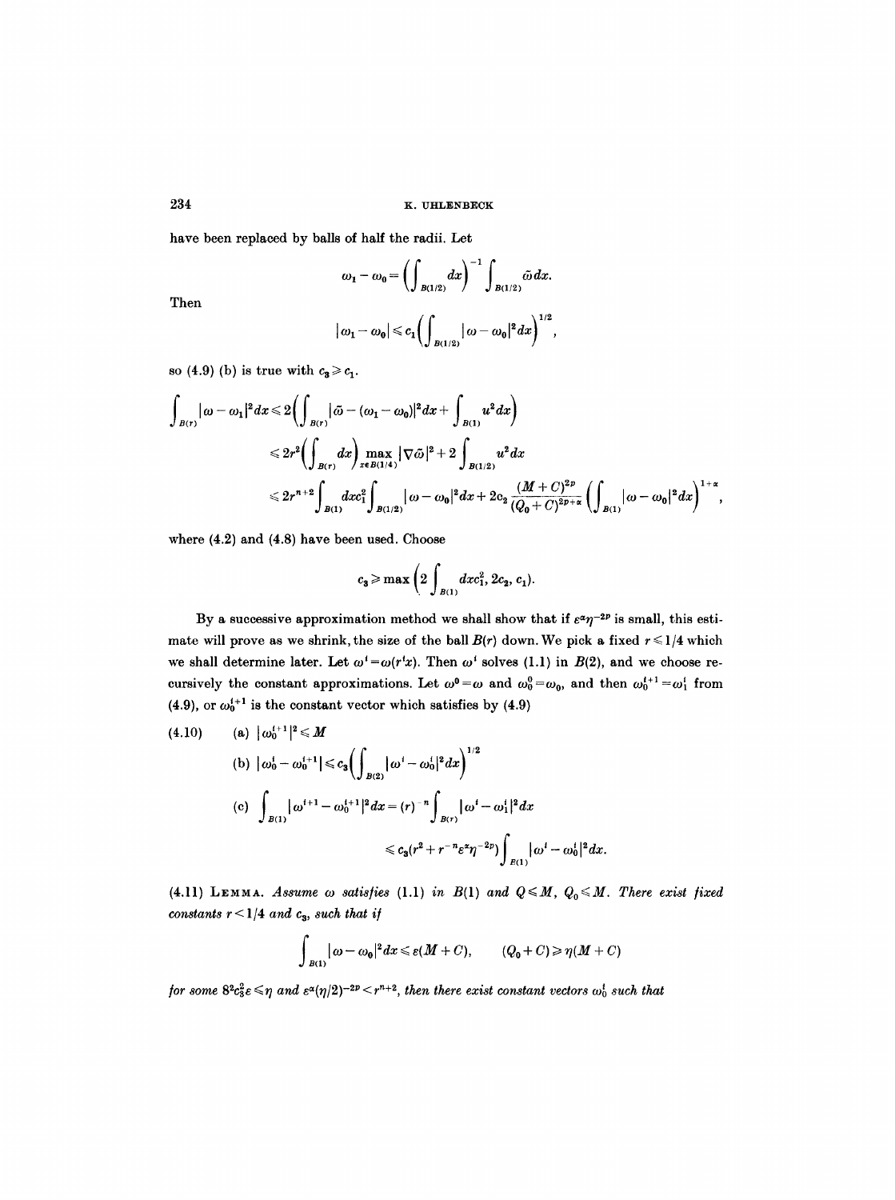have been replaced by balls of half the radii. Let

$$\omega_1 - \omega_0 = \left(\int_{B(1/2)} dx\right)^{-1} \int_{B(1/2)} \tilde{\omega}\, dx.$$

Then

$$|\omega_1 - \omega_0| \leqslant c_1 \left(\int_{B(1/2)} |\omega - \omega_0|^2 dx\right)^{1/2},$$

so (4.9) (b) is true with $c_3 \geqslant c_1$.

$$\begin{aligned}
\int_{B(r)} |\omega - \omega_1|^2 dx &\leqslant 2\left(\int_{B(r)} |\tilde{\omega} - (\omega_1 - \omega_0)|^2 dx + \int_{B(1)} u^2 dx\right) \\
&\leqslant 2r^2 \left(\int_{B(r)} dx\right) \max_{x \in B(1/4)} |\nabla \tilde{\omega}|^2 + 2\int_{B(1/2)} u^2 dx \\
&\leqslant 2r^{n+2} \int_{B(1)} dx c_1^2 \int_{B(1/2)} |\omega - \omega_0|^2 dx + 2c_2 \frac{(M+C)^{2p}}{(Q_0 + C)^{2p+\alpha}} \left(\int_{B(1)} |\omega - \omega_0|^2 dx\right)^{1+\alpha},
\end{aligned}$$

where (4.2) and (4.8) have been used. Choose

$$c_3 \geqslant \max\left(2\int_{B(1)} dx c_1^2, 2c_2, c_1\right).$$

By a successive approximation method we shall show that if $\varepsilon^\alpha \eta^{-2p}$ is small, this estimate will prove as we shrink, the size of the ball $B(r)$ down. We pick a fixed $r \leqslant 1/4$ which we shall determine later. Let $\omega^i = \omega(r^i x)$. Then $\omega^i$ solves (1.1) in $B(2)$, and we choose recursively the constant approximations. Let $\omega^0 = \omega$ and $\omega_0^0 = \omega_0$, and then $\omega_0^{i+1} = \omega_1^i$ from (4.9), or $\omega_0^{i+1}$ is the constant vector which satisfies by (4.9)

$$\begin{aligned}
(4.10) \qquad &(\text{a}) \ |\omega_0^{i+1}|^2 \leqslant M \\
&(\text{b}) \ |\omega_0^i - \omega_0^{i+1}| \leqslant c_3 \left(\int_{B(2)} |\omega^i - \omega_0^i|^2 dx\right)^{1/2} \\
&(\text{c}) \ \int_{B(1)} |\omega^{i+1} - \omega_0^{i+1}|^2 dx = (r)^{-n} \int_{B(r)} |\omega^i - \omega_1^i|^2 dx \\
&\qquad \leqslant c_3 (r^2 + r^{-n} \varepsilon^\alpha \eta^{-2p}) \int_{B(1)} |\omega^i - \omega_0^i|^2 dx.
\end{aligned}$$

(4.11) **Lemma.** *Assume $\omega$ satisfies (1.1) in $B(1)$ and $Q \leqslant M$, $Q_0 \leqslant M$. There exist fixed constants $r < 1/4$ and $c_3$, such that if*

$$\int_{B(1)} |\omega - \omega_0|^2 dx \leqslant \varepsilon(M + C), \qquad (Q_0 + C) \geqslant \eta(M + C)$$

*for some $8^2 c_3^2 \varepsilon \leqslant \eta$ and $\varepsilon^\alpha (\eta/2)^{-2p} < r^{n+2}$, then there exist constant vectors $\omega_0^i$ such that*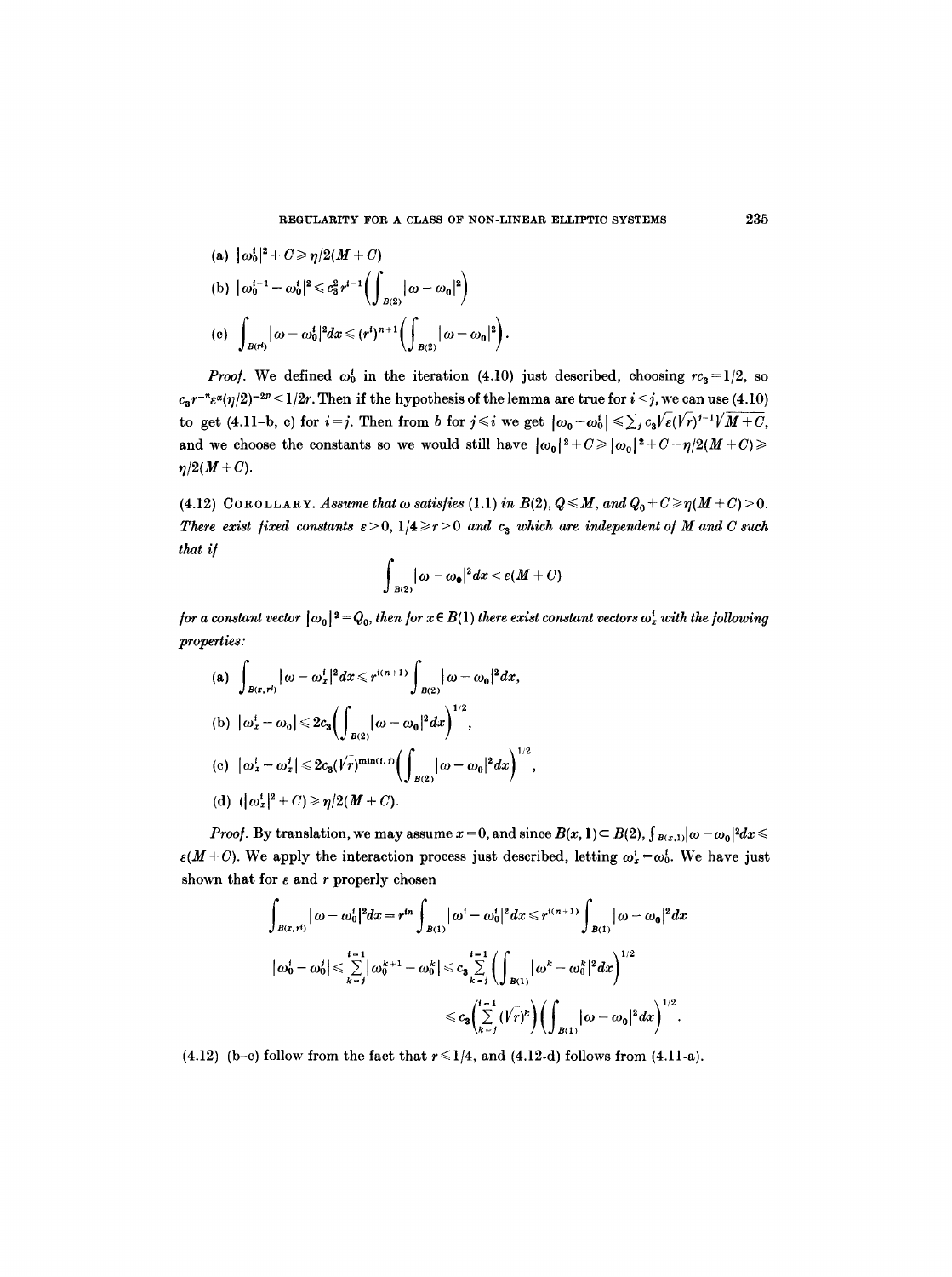(a) $|\omega_0^i|^2 + C \geqslant \eta/2(M+C)$

(b) $|\omega_0^{i-1} - \omega_0^i|^2 \leqslant c_3^2 r^{i-1}\left(\int_{B(2)} |\omega - \omega_0|^2\right)$

(c) $\int_{B(r^i)} |\omega - \omega_0^i|^2 dx \leqslant (r^i)^{n+1}\left(\int_{B(2)} |\omega - \omega_0|^2\right).$

*Proof.* We defined $\omega_0^i$ in the iteration (4.10) just described, choosing $rc_3 = 1/2$, so $c_3 r^{-n}\varepsilon^{\alpha}(\eta/2)^{-2p} < 1/2r$. Then if the hypothesis of the lemma are true for $i < j$, we can use (4.10) to get (4.11-b, c) for $i = j$. Then from $b$ for $j \leqslant i$ we get $|\omega_0 - \omega_0^i| \leqslant \sum_j c_3\sqrt{\varepsilon}(\sqrt{r})^{j-1}\sqrt{M+C}$, and we choose the constants so we would still have $|\omega_0|^2 + C \geqslant |\omega_0|^2 + C - \eta/2(M+C) \geqslant \eta/2(M+C)$.

(4.12) COROLLARY. *Assume that $\omega$ satisfies (1.1) in $B(2)$, $Q \leqslant M$, and $Q_0 + C \geqslant \eta(M+C) > 0$. There exist fixed constants $\varepsilon > 0$, $1/4 \geqslant r > 0$ and $c_3$ which are independent of $M$ and $C$ such that if*

$$\int_{B(2)} |\omega - \omega_0|^2 dx < \varepsilon(M+C)$$

*for a constant vector $|\omega_0|^2 = Q_0$, then for $x \in B(1)$ there exist constant vectors $\omega_x^i$ with the following properties:*

(a) $\int_{B(x,r^i)} |\omega - \omega_x^i|^2 dx \leqslant r^{i(n+1)} \int_{B(2)} |\omega - \omega_0|^2 dx,$

(b) $|\omega_x^i - \omega_0| \leqslant 2c_3\left(\int_{B(2)} |\omega - \omega_0|^2 dx\right)^{1/2},$

(c) $|\omega_x^i - \omega_x^j| \leqslant 2c_3(\sqrt{r})^{\min(i,j)}\left(\int_{B(2)} |\omega - \omega_0|^2 dx\right)^{1/2},$

(d) $(|\omega_x^i|^2 + C) \geqslant \eta/2(M+C).$

*Proof.* By translation, we may assume $x = 0$, and since $B(x,1) \subset B(2)$, $\int_{B(x,1)} |\omega - \omega_0|^2 dx \leqslant \varepsilon(M+C)$. We apply the interaction process just described, letting $\omega_x^i = \omega_0^i$. We have just shown that for $\varepsilon$ and $r$ properly chosen

$$\int_{B(x,r^i)} |\omega - \omega_0^i|^2 dx = r^{in} \int_{B(1)} |\omega^i - \omega_0^i|^2 dx \leqslant r^{i(n+1)} \int_{B(1)} |\omega - \omega_0|^2 dx$$

$$|\omega_0^i - \omega_0^j| \leqslant \sum_{k=j}^{i-1} |\omega_0^{k+1} - \omega_0^k| \leqslant c_3 \sum_{k=j}^{i-1}\left(\int_{B(1)} |\omega^k - \omega_0^k|^2 dx\right)^{1/2}$$

$$\leqslant c_3\left(\sum_{k=j}^{i-1}(\sqrt{r})^k\right)\left(\int_{B(1)} |\omega - \omega_0|^2 dx\right)^{1/2}.$$

(4.12) (b–c) follow from the fact that $r \leqslant 1/4$, and (4.12-d) follows from (4.11-a).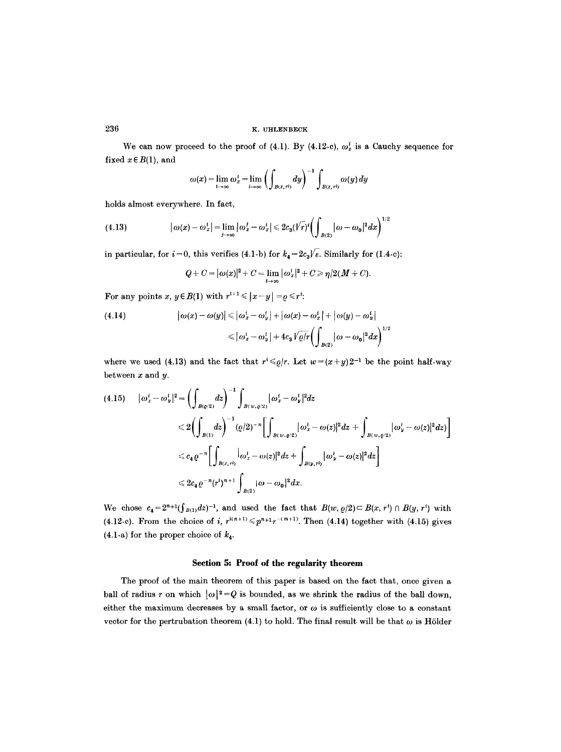We can now proceed to the proof of (4.1). By (4.12-c), $\omega_x^i$ is a Cauchy sequence for fixed $x \in B(1)$, and

$$\omega(x) = \lim_{i\to\infty} \omega_x^i = \lim_{i\to\infty} \left( \int_{B(x,r^i)} dy \right)^{-1} \int_{B(x,r^i)} \omega(y)\, dy$$

holds almost everywhere. In fact,

$$|\omega(x) - \omega_x^i| = \lim_{j\to\infty} |\omega_x^j - \omega_x^i| \leqslant 2c_3(\sqrt{r})^i \left( \int_{B(2)} |\omega - \omega_0|^2 dx \right)^{1/2} \tag{4.13}$$

in particular, for $i=0$, this verifies (4.1-b) for $k_4 = 2c_3\sqrt{\varepsilon}$. Similarly for (1.4-c):

$$Q + C = |\omega(x)|^2 + C = \lim_{i\to\infty} |\omega_x^i|^2 + C \geqslant \eta/2(M+C).$$

For any points $x, y \in B(1)$ with $r^{i+1} \leqslant |x-y| = \varrho \leqslant r^i$:

$$\begin{aligned} |\omega(x) - \omega(y)| &\leqslant |\omega_x^i - \omega_y^i| + |\omega(x) - \omega_x^i| + |\omega(y) - \omega_y^i| \\ &\leqslant |\omega_x^i - \omega_y^i| + 4c_3\sqrt{\varrho/r}\left( \int_{B(2)} |\omega - \omega_0|^2 dx \right)^{1/2} \end{aligned} \tag{4.14}$$

where we used (4.13) and the fact that $r^i \leqslant \varrho/r$. Let $w = (x+y)2^{-1}$ be the point half-way between $x$ and $y$.

$$\begin{aligned} |\omega_x^i - \omega_y^i|^2 &= \left( \int_{B(\varrho/2)} dz \right)^{-1} \int_{B(w,\varrho/2)} |\omega_x^i - \omega_y^i|^2 dz \\ &\leqslant 2\left( \int_{B(1)} dz \right)^{-1} (\varrho/2)^{-n} \left[ \int_{B(w,\varrho/2)} |\omega_x^i - \omega(z)|^2 dz + \int_{B(w,\varrho/2)} |\omega_y^i - \omega(z)|^2 dz) \right] \\ &\leqslant c_4 \varrho^{-n} \left[ \int_{B(x,r^i)} |\omega_x^i - \omega(z)|^2 dz + \int_{B(y,r^i)} |\omega_y^i - \omega(z)|^2 dz \right] \\ &\leqslant 2c_4 \varrho^{-n} (r^i)^{n+1} \int_{B(2)} |\omega - \omega_0|^2 dx. \end{aligned} \tag{4.15}$$

We chose $c_4 = 2^{n+1}(\int_{B(1)} dz)^{-1}$, and used the fact that $B(w, \varrho/2) \subset B(x, r^i) \cap B(y, r^i)$ with (4.12-c). From the choice of $i$, $r^{i(n+1)} \leqslant p^{n+1} r^{-(m+1)}$. Then (4.14) together with (4.15) gives (4.1-a) for the proper choice of $k_4$.

## Section 5: Proof of the regularity theorem

The proof of the main theorem of this paper is based on the fact that, once given a ball of radius $r$ on which $|\omega|^2 = Q$ is bounded, as we shrink the radius of the ball down, either the maximum decreases by a small factor, or $\omega$ is sufficiently close to a constant vector for the pertrubation theorem (4.1) to hold. The final result will be that $\omega$ is Hölder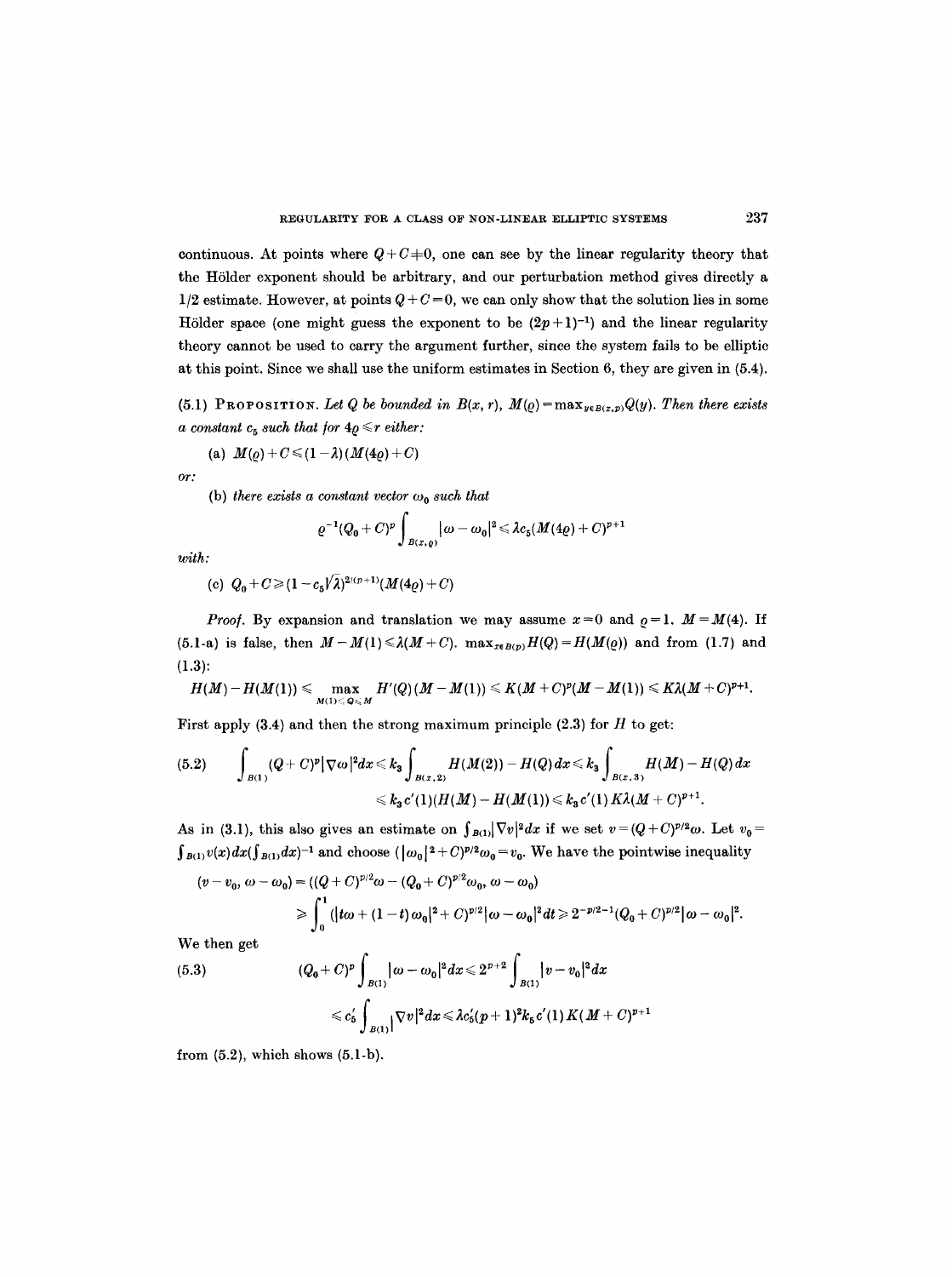continuous. At points where $Q+C \neq 0$, one can see by the linear regularity theory that the Hölder exponent should be arbitrary, and our perturbation method gives directly a $1/2$ estimate. However, at points $Q+C=0$, we can only show that the solution lies in some Hölder space (one might guess the exponent to be $(2p+1)^{-1}$) and the linear regularity theory cannot be used to carry the argument further, since the system fails to be elliptic at this point. Since we shall use the uniform estimates in Section 6, they are given in (5.4).

(5.1) PROPOSITION. *Let $Q$ be bounded in $B(x,r)$, $M(\varrho)=\max_{y\in B(x,\varrho)}Q(y)$. Then there exists a constant $c_5$ such that for $4\varrho \leqslant r$ either:*

(a) $M(\varrho)+C \leqslant (1-\lambda)(M(4\varrho)+C)$

*or:*

(b) *there exists a constant vector $\omega_0$ such that*

$$\varrho^{-1}(Q_0+C)^p \int_{B(x,\varrho)} |\omega-\omega_0|^2 \leqslant \lambda c_5 (M(4\varrho)+C)^{p+1}$$

*with:*

(c) $Q_0+C \geqslant (1-c_5\sqrt{\lambda})^{2/(p+1)}(M(4\varrho)+C)$

*Proof.* By expansion and translation we may assume $x=0$ and $\varrho=1$. $M=M(4)$. If (5.1-a) is false, then $M-M(1) \leqslant \lambda(M+C)$. $\max_{x\in B(\varrho)} H(Q)=H(M(\varrho))$ and from (1.7) and (1.3):

$$H(M)-H(M(1)) \leqslant \max_{M(1)\leqslant Q\leqslant M} H'(Q)(M-M(1)) \leqslant K(M+C)^p(M-M(1)) \leqslant K\lambda(M+C)^{p+1}.$$

First apply (3.4) and then the strong maximum principle (2.3) for $H$ to get:

$$(5.2) \qquad \int_{B(1)} (Q+C)^p |\nabla\omega|^2 dx \leqslant k_3 \int_{B(x,2)} H(M(2))-H(Q)\,dx \leqslant k_3 \int_{B(x,3)} H(M)-H(Q)\,dx$$
$$\leqslant k_3 c'(1)(H(M)-H(M(1))) \leqslant k_3 c'(1) K\lambda(M+C)^{p+1}.$$

As in (3.1), this also gives an estimate on $\int_{B(1)} |\nabla v|^2 dx$ if we set $v=(Q+C)^{p/2}\omega$. Let $v_0 = \int_{B(1)} v(x)\,dx \left(\int_{B(1)} dx\right)^{-1}$ and choose $(|\omega_0|^2+C)^{p/2}\omega_0 = v_0$. We have the pointwise inequality

$$(v-v_0, \omega-\omega_0) = ((Q+C)^{p/2}\omega - (Q_0+C)^{p/2}\omega_0, \omega-\omega_0)$$
$$\geqslant \int_0^1 (|t\omega+(1-t)\omega_0|^2+C)^{p/2}|\omega-\omega_0|^2 dt \geqslant 2^{-p/2-1}(Q_0+C)^{p/2}|\omega-\omega_0|^2.$$

We then get

$$(5.3) \qquad (Q_0+C)^p \int_{B(1)} |\omega-\omega_0|^2 dx \leqslant 2^{p+2} \int_{B(1)} |v-v_0|^2 dx$$
$$\leqslant c_5' \int_{B(1)} |\nabla v|^2 dx \leqslant \lambda c_5'(p+1)^2 k_5 c'(1) K(M+C)^{p+1}$$

from (5.2), which shows (5.1-b).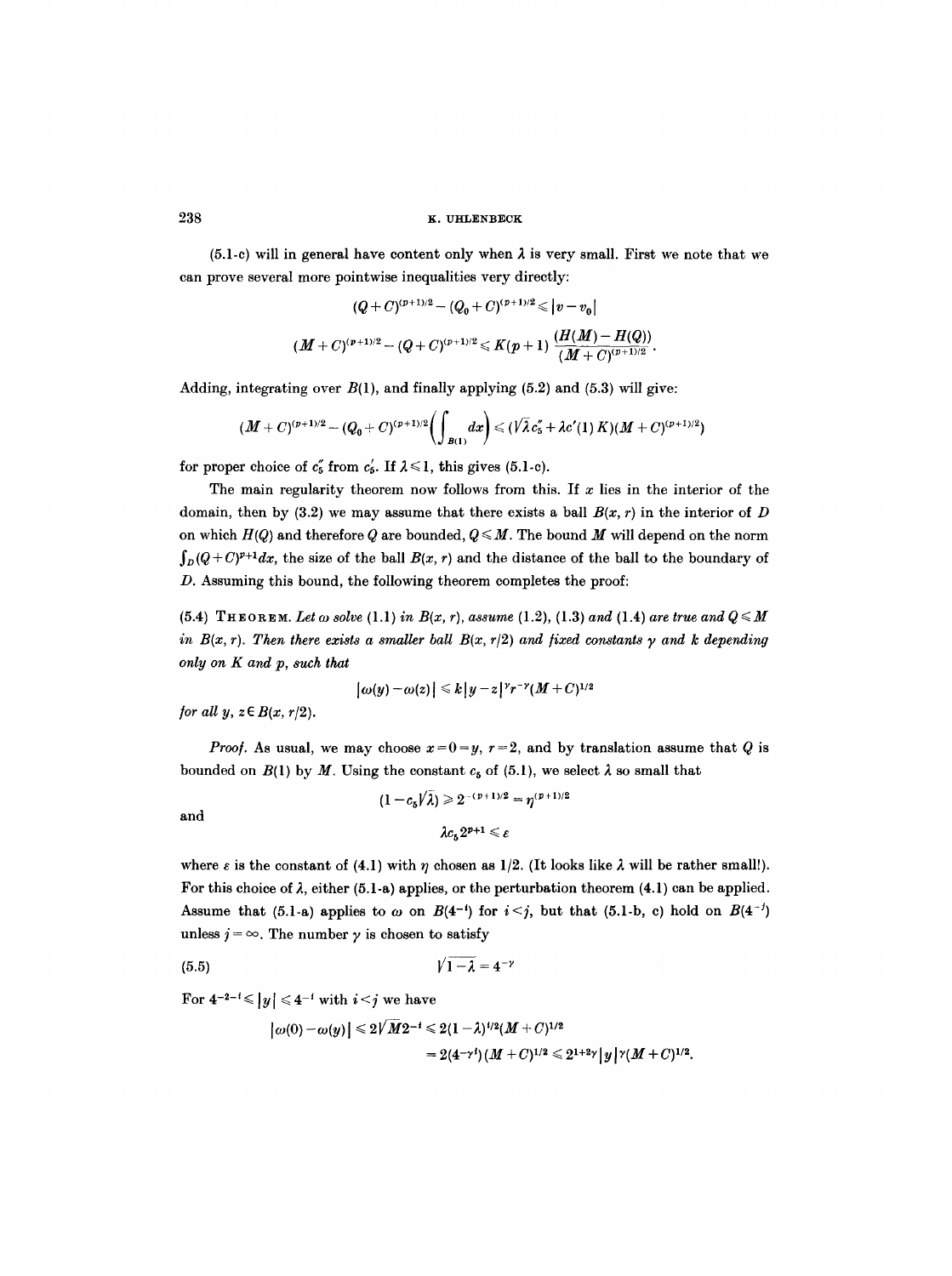(5.1-c) will in general have content only when $\lambda$ is very small. First we note that we can prove several more pointwise inequalities very directly:

$$(Q+C)^{(p+1)/2} - (Q_0+C)^{(p+1)/2} \leqslant |v - v_0|$$

$$(M+C)^{(p+1)/2} - (Q+C)^{(p+1)/2} \leqslant K(p+1)\,\frac{(H(M)-H(Q))}{(M+C)^{(p+1)/2}}.$$

Adding, integrating over $B(1)$, and finally applying (5.2) and (5.3) will give:

$$(M+C)^{(p+1)/2} - (Q_0+C)^{(p+1)/2}\left(\int_{B(1)} dx\right) \leqslant (\sqrt{\lambda}\, c_5'' + \lambda c'(1)\, K)(M+C)^{(p+1)/2})$$

for proper choice of $c_5''$ from $c_5'$. If $\lambda \leqslant 1$, this gives (5.1-c).

The main regularity theorem now follows from this. If $x$ lies in the interior of the domain, then by (3.2) we may assume that there exists a ball $B(x, r)$ in the interior of $D$ on which $H(Q)$ and therefore $Q$ are bounded, $Q \leqslant M$. The bound $M$ will depend on the norm $\int_D (Q+C)^{p+1} dx$, the size of the ball $B(x, r)$ and the distance of the ball to the boundary of $D$. Assuming this bound, the following theorem completes the proof:

(5.4) THEOREM. *Let $\omega$ solve (1.1) in $B(x, r)$, assume (1.2), (1.3) and (1.4) are true and $Q \leqslant M$ in $B(x, r)$. Then there exists a smaller ball $B(x, r/2)$ and fixed constants $\gamma$ and $k$ depending only on $K$ and $p$, such that*

$$|\omega(y) - \omega(z)| \leqslant k|y-z|^{\gamma} r^{-\gamma}(M+C)^{1/2}$$

*for all $y, z \in B(x, r/2)$.*

*Proof.* As usual, we may choose $x = 0 = y$, $r = 2$, and by translation assume that $Q$ is bounded on $B(1)$ by $M$. Using the constant $c_5$ of (5.1), we select $\lambda$ so small that

$$(1 - c_5\sqrt{\lambda}) \geqslant 2^{-(p+1)/2} = \eta^{(p+1)/2}$$

and

$$\lambda c_5 2^{p+1} \leqslant \varepsilon$$

where $\varepsilon$ is the constant of (4.1) with $\eta$ chosen as $1/2$. (It looks like $\lambda$ will be rather small!). For this choice of $\lambda$, either (5.1-a) applies, or the perturbation theorem (4.1) can be applied. Assume that (5.1-a) applies to $\omega$ on $B(4^{-i})$ for $i < j$, but that (5.1-b, c) hold on $B(4^{-j})$ unless $j = \infty$. The number $\gamma$ is chosen to satisfy

$$\sqrt{1-\lambda} = 4^{-\gamma} \tag{5.5}$$

For $4^{-2-i} \leqslant |y| \leqslant 4^{-i}$ with $i < j$ we have

$$\begin{aligned}|\omega(0) - \omega(y)| &\leqslant 2\sqrt{M}2^{-i} \leqslant 2(1-\lambda)^{i/2}(M+C)^{1/2}\\ &= 2(4^{-\gamma i})(M+C)^{1/2} \leqslant 2^{1+2\gamma}|y|^{\gamma}(M+C)^{1/2}.\end{aligned}$$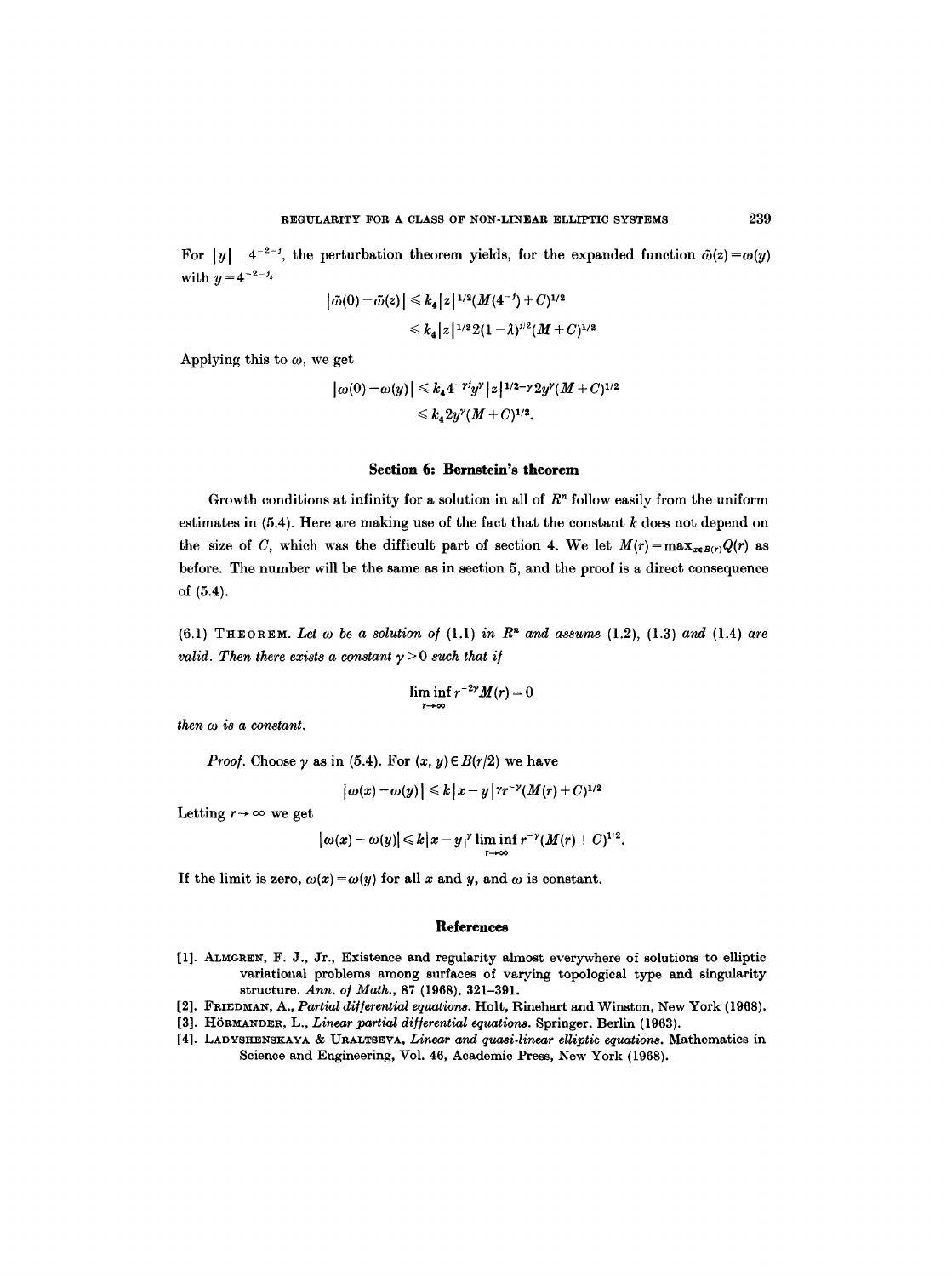For $|y|$ $4^{-2-j}$, the perturbation theorem yields, for the expanded function $\tilde{\omega}(z)=\omega(y)$ with $y=4^{-2-j}$,

$$|\tilde{\omega}(0)-\tilde{\omega}(z)| \leqslant k_4 |z|^{1/2}(M(4^{-j})+C)^{1/2}$$
$$\leqslant k_4 |z|^{1/2} 2(1-\lambda)^{j/2}(M+C)^{1/2}$$

Applying this to $\omega$, we get

$$|\omega(0)-\omega(y)| \leqslant k_4 4^{-\gamma j} y^{\gamma} |z|^{1/2-\gamma} 2y^{\gamma}(M+C)^{1/2}$$
$$\leqslant k_4 2y^{\gamma}(M+C)^{1/2}.$$

## Section 6: Bernstein's theorem

Growth conditions at infinity for a solution in all of $R^n$ follow easily from the uniform estimates in (5.4). Here are making use of the fact that the constant $k$ does not depend on the size of $C$, which was the difficult part of section 4. We let $M(r)=\max_{x\in B(r)} Q(r)$ as before. The number will be the same as in section 5, and the proof is a direct consequence of (5.4).

(6.1) THEOREM. *Let $\omega$ be a solution of (1.1) in $R^n$ and assume (1.2), (1.3) and (1.4) are valid. Then there exists a constant $\gamma>0$ such that if*

$$\liminf_{r\to\infty} r^{-2\gamma} M(r)=0$$

*then $\omega$ is a constant.*

*Proof.* Choose $\gamma$ as in (5.4). For $(x, y)\in B(r/2)$ we have

$$|\omega(x)-\omega(y)| \leqslant k|x-y|^{\gamma} r^{-\gamma}(M(r)+C)^{1/2}$$

Letting $r\to\infty$ we get

$$|\omega(x)-\omega(y)| \leqslant k|x-y|^{\gamma} \liminf_{r\to\infty} r^{-\gamma}(M(r)+C)^{1/2}.$$

If the limit is zero, $\omega(x)=\omega(y)$ for all $x$ and $y$, and $\omega$ is constant.

## References

[1]. ALMGREN, F. J., Jr., Existence and regularity almost everywhere of solutions to elliptic variational problems among surfaces of varying topological type and singularity structure. *Ann. of Math.*, 87 (1968), 321–391.

[2]. FRIEDMAN, A., *Partial differential equations.* Holt, Rinehart and Winston, New York (1968).

[3]. HÖRMANDER, L., *Linear partial differential equations.* Springer, Berlin (1963).

[4]. LADYSHENSKAYA & URALTSEVA, *Linear and quasi-linear elliptic equations.* Mathematics in Science and Engineering, Vol. 46, Academic Press, New York (1968).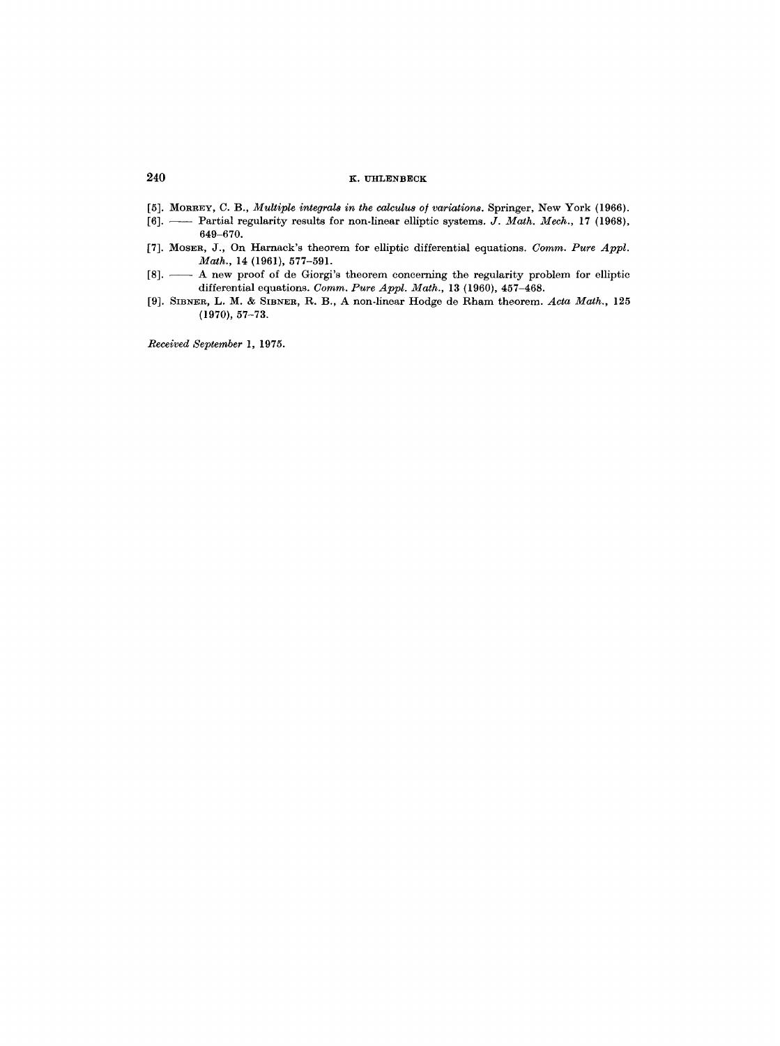[5]. Morrey, C. B., *Multiple integrals in the calculus of variations*. Springer, New York (1966).

[6]. —— Partial regularity results for non-linear elliptic systems. *J. Math. Mech.*, 17 (1968), 649–670.

[7]. Moser, J., On Harnack's theorem for elliptic differential equations. *Comm. Pure Appl. Math.*, 14 (1961), 577–591.

[8]. —— A new proof of de Giorgi's theorem concerning the regularity problem for elliptic differential equations. *Comm. Pure Appl. Math.*, 13 (1960), 457–468.

[9]. Sibner, L. M. & Sibner, R. B., A non-linear Hodge de Rham theorem. *Acta Math.*, 125 (1970), 57–73.

*Received September 1, 1975.*